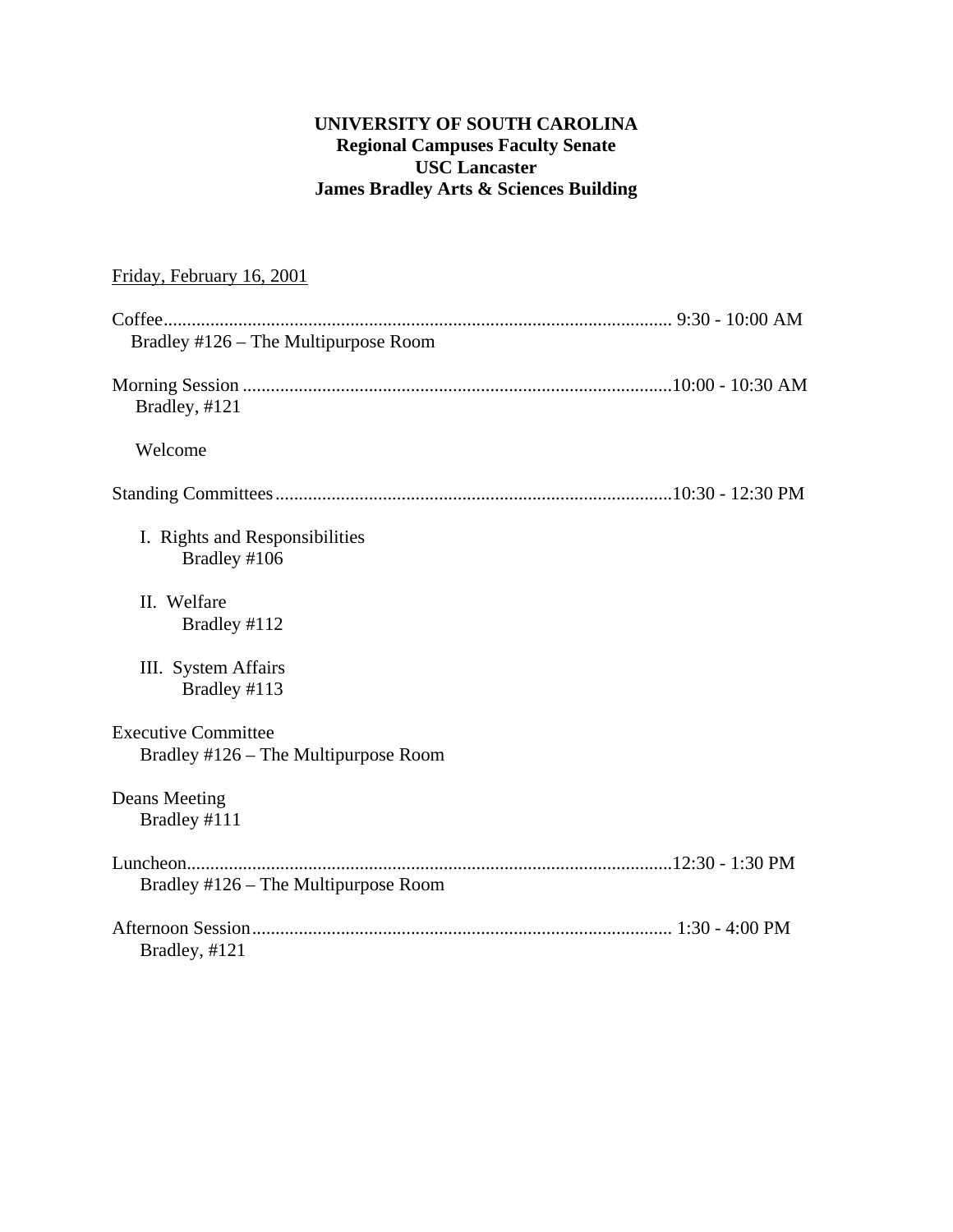**UNIVERSITY OF SOUTH CAROLINA**
**Regional Campuses Faculty Senate**
**USC Lancaster**
**James Bradley Arts & Sciences Building**

Friday, February 16, 2001

Coffee........................................................................................................ 9:30 - 10:00 AM
Bradley #126 – The Multipurpose Room

Morning Session ..........................................................................................10:00 - 10:30 AM
Bradley, #121

Welcome

Standing Committees....................................................................................10:30 - 12:30 PM

I. Rights and Responsibilities
Bradley #106

II. Welfare
Bradley #112

III. System Affairs
Bradley #113

Executive Committee
Bradley #126 – The Multipurpose Room

Deans Meeting
Bradley #111

Luncheon......................................................................................................12:30 - 1:30 PM
Bradley #126 – The Multipurpose Room

Afternoon Session......................................................................................... 1:30 - 4:00 PM
Bradley, #121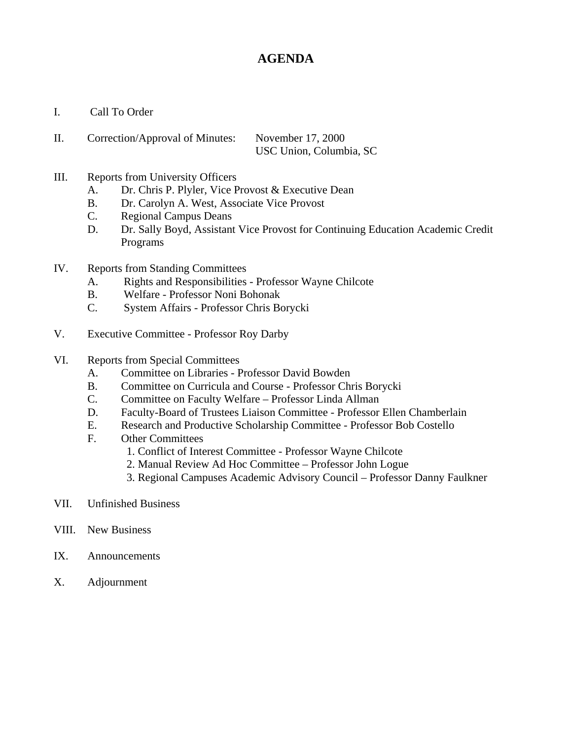# AGENDA

I. Call To Order

II. Correction/Approval of Minutes: November 17, 2000
USC Union, Columbia, SC

III. Reports from University Officers
   A. Dr. Chris P. Plyler, Vice Provost & Executive Dean
   B. Dr. Carolyn A. West, Associate Vice Provost
   C. Regional Campus Deans
   D. Dr. Sally Boyd, Assistant Vice Provost for Continuing Education Academic Credit Programs

IV. Reports from Standing Committees
   A. Rights and Responsibilities - Professor Wayne Chilcote
   B. Welfare - Professor Noni Bohonak
   C. System Affairs - Professor Chris Borycki

V. Executive Committee - Professor Roy Darby

VI. Reports from Special Committees
   A. Committee on Libraries - Professor David Bowden
   B. Committee on Curricula and Course - Professor Chris Borycki
   C. Committee on Faculty Welfare – Professor Linda Allman
   D. Faculty-Board of Trustees Liaison Committee - Professor Ellen Chamberlain
   E. Research and Productive Scholarship Committee - Professor Bob Costello
   F. Other Committees
      1. Conflict of Interest Committee - Professor Wayne Chilcote
      2. Manual Review Ad Hoc Committee – Professor John Logue
      3. Regional Campuses Academic Advisory Council – Professor Danny Faulkner

VII. Unfinished Business

VIII. New Business

IX. Announcements

X. Adjournment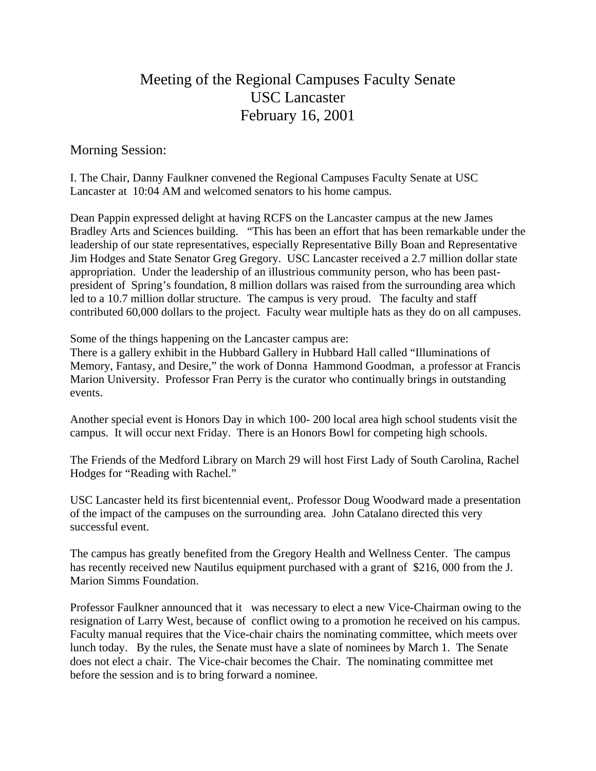# Meeting of the Regional Campuses Faculty Senate
# USC Lancaster
# February 16, 2001

## Morning Session:

I. The Chair, Danny Faulkner convened the Regional Campuses Faculty Senate at USC Lancaster at 10:04 AM and welcomed senators to his home campus.

Dean Pappin expressed delight at having RCFS on the Lancaster campus at the new James Bradley Arts and Sciences building. "This has been an effort that has been remarkable under the leadership of our state representatives, especially Representative Billy Boan and Representative Jim Hodges and State Senator Greg Gregory. USC Lancaster received a 2.7 million dollar state appropriation. Under the leadership of an illustrious community person, who has been past-president of Spring's foundation, 8 million dollars was raised from the surrounding area which led to a 10.7 million dollar structure. The campus is very proud. The faculty and staff contributed 60,000 dollars to the project. Faculty wear multiple hats as they do on all campuses.

Some of the things happening on the Lancaster campus are:
There is a gallery exhibit in the Hubbard Gallery in Hubbard Hall called "Illuminations of Memory, Fantasy, and Desire," the work of Donna Hammond Goodman, a professor at Francis Marion University. Professor Fran Perry is the curator who continually brings in outstanding events.

Another special event is Honors Day in which 100- 200 local area high school students visit the campus. It will occur next Friday. There is an Honors Bowl for competing high schools.

The Friends of the Medford Library on March 29 will host First Lady of South Carolina, Rachel Hodges for "Reading with Rachel."

USC Lancaster held its first bicentennial event,. Professor Doug Woodward made a presentation of the impact of the campuses on the surrounding area. John Catalano directed this very successful event.

The campus has greatly benefited from the Gregory Health and Wellness Center. The campus has recently received new Nautilus equipment purchased with a grant of $216, 000 from the J. Marion Simms Foundation.

Professor Faulkner announced that it was necessary to elect a new Vice-Chairman owing to the resignation of Larry West, because of conflict owing to a promotion he received on his campus. Faculty manual requires that the Vice-chair chairs the nominating committee, which meets over lunch today. By the rules, the Senate must have a slate of nominees by March 1. The Senate does not elect a chair. The Vice-chair becomes the Chair. The nominating committee met before the session and is to bring forward a nominee.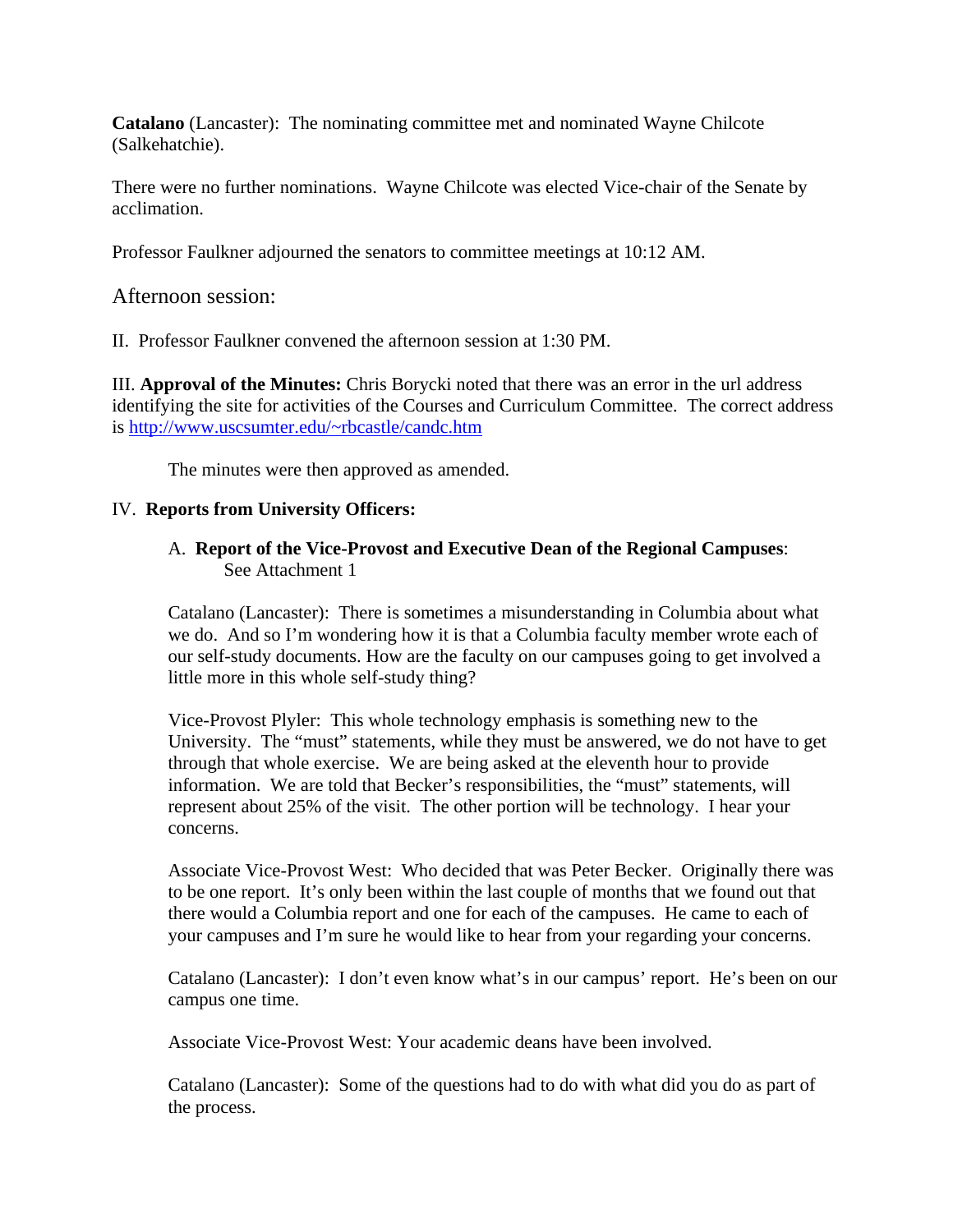**Catalano** (Lancaster): The nominating committee met and nominated Wayne Chilcote (Salkehatchie).

There were no further nominations. Wayne Chilcote was elected Vice-chair of the Senate by acclimation.

Professor Faulkner adjourned the senators to committee meetings at 10:12 AM.

## Afternoon session:

II. Professor Faulkner convened the afternoon session at 1:30 PM.

III. **Approval of the Minutes:** Chris Borycki noted that there was an error in the url address identifying the site for activities of the Courses and Curriculum Committee. The correct address is http://www.uscsumter.edu/~rbcastle/candc.htm

The minutes were then approved as amended.

IV. **Reports from University Officers:**

A. **Report of the Vice-Provost and Executive Dean of the Regional Campuses**: See Attachment 1

Catalano (Lancaster): There is sometimes a misunderstanding in Columbia about what we do. And so I'm wondering how it is that a Columbia faculty member wrote each of our self-study documents. How are the faculty on our campuses going to get involved a little more in this whole self-study thing?

Vice-Provost Plyler: This whole technology emphasis is something new to the University. The "must" statements, while they must be answered, we do not have to get through that whole exercise. We are being asked at the eleventh hour to provide information. We are told that Becker's responsibilities, the "must" statements, will represent about 25% of the visit. The other portion will be technology. I hear your concerns.

Associate Vice-Provost West: Who decided that was Peter Becker. Originally there was to be one report. It's only been within the last couple of months that we found out that there would a Columbia report and one for each of the campuses. He came to each of your campuses and I'm sure he would like to hear from your regarding your concerns.

Catalano (Lancaster): I don't even know what's in our campus' report. He's been on our campus one time.

Associate Vice-Provost West: Your academic deans have been involved.

Catalano (Lancaster): Some of the questions had to do with what did you do as part of the process.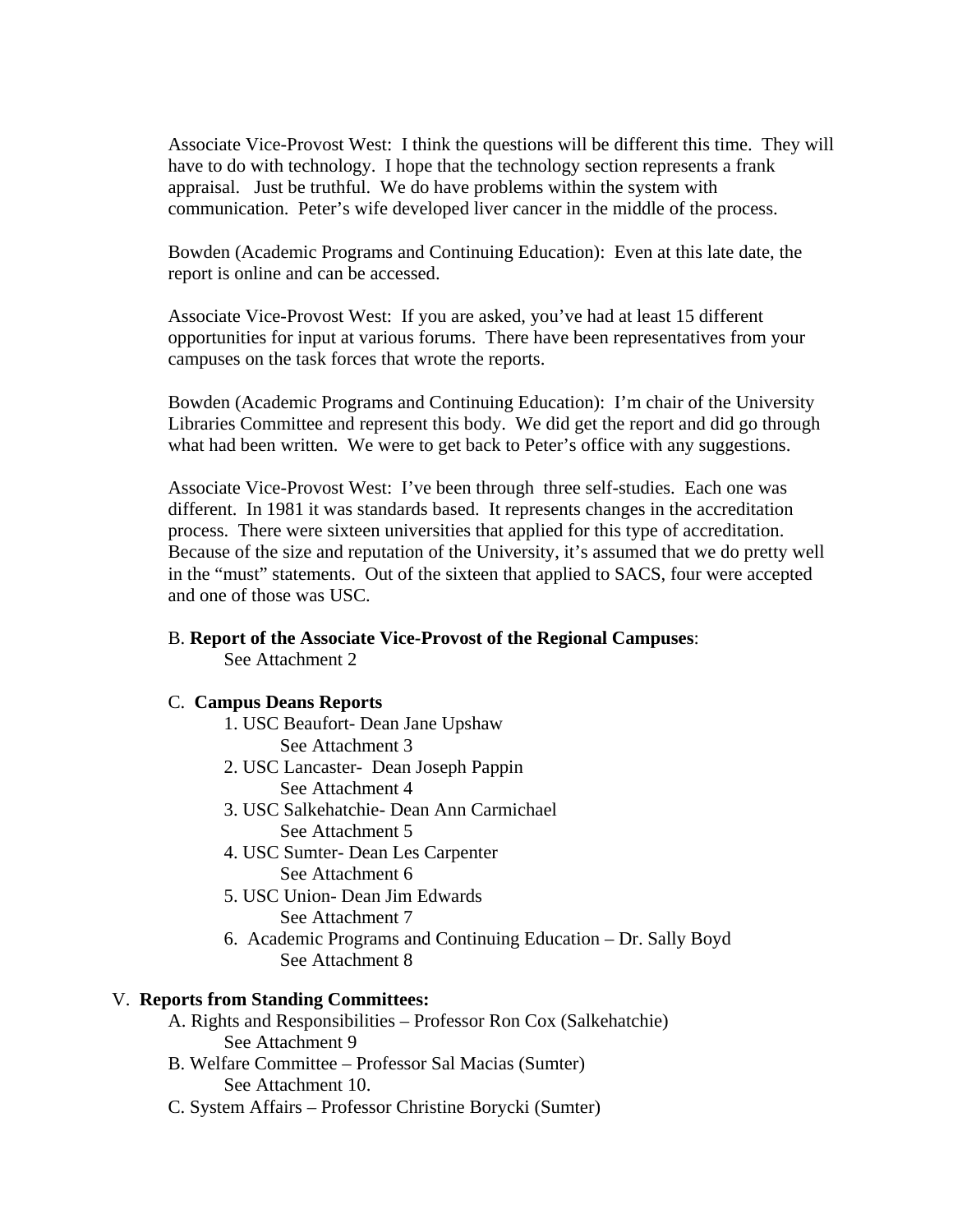Associate Vice-Provost West: I think the questions will be different this time. They will have to do with technology. I hope that the technology section represents a frank appraisal. Just be truthful. We do have problems within the system with communication. Peter's wife developed liver cancer in the middle of the process.

Bowden (Academic Programs and Continuing Education): Even at this late date, the report is online and can be accessed.

Associate Vice-Provost West: If you are asked, you've had at least 15 different opportunities for input at various forums. There have been representatives from your campuses on the task forces that wrote the reports.

Bowden (Academic Programs and Continuing Education): I'm chair of the University Libraries Committee and represent this body. We did get the report and did go through what had been written. We were to get back to Peter's office with any suggestions.

Associate Vice-Provost West: I've been through three self-studies. Each one was different. In 1981 it was standards based. It represents changes in the accreditation process. There were sixteen universities that applied for this type of accreditation. Because of the size and reputation of the University, it's assumed that we do pretty well in the "must" statements. Out of the sixteen that applied to SACS, four were accepted and one of those was USC.

B. **Report of the Associate Vice-Provost of the Regional Campuses**:
See Attachment 2

C. **Campus Deans Reports**

1. USC Beaufort- Dean Jane Upshaw
   See Attachment 3
2. USC Lancaster- Dean Joseph Pappin
   See Attachment 4
3. USC Salkehatchie- Dean Ann Carmichael
   See Attachment 5
4. USC Sumter- Dean Les Carpenter
   See Attachment 6
5. USC Union- Dean Jim Edwards
   See Attachment 7
6. Academic Programs and Continuing Education – Dr. Sally Boyd
   See Attachment 8

V. **Reports from Standing Committees:**

A. Rights and Responsibilities – Professor Ron Cox (Salkehatchie)
See Attachment 9

B. Welfare Committee – Professor Sal Macias (Sumter)
See Attachment 10.

C. System Affairs – Professor Christine Borycki (Sumter)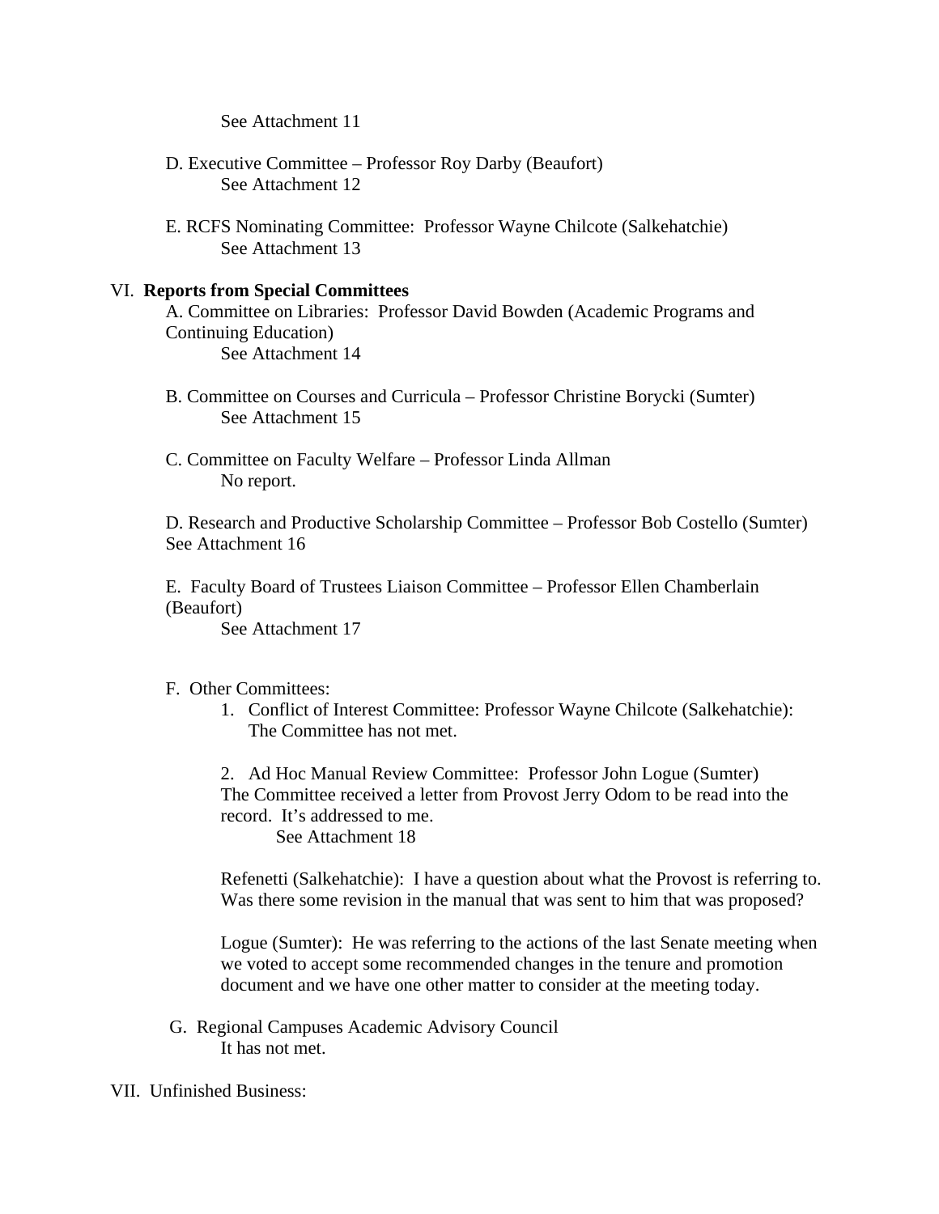See Attachment 11

D. Executive Committee – Professor Roy Darby (Beaufort)
See Attachment 12

E. RCFS Nominating Committee: Professor Wayne Chilcote (Salkehatchie)
See Attachment 13

VI. **Reports from Special Committees**

A. Committee on Libraries: Professor David Bowden (Academic Programs and Continuing Education)
See Attachment 14

B. Committee on Courses and Curricula – Professor Christine Borycki (Sumter)
See Attachment 15

C. Committee on Faculty Welfare – Professor Linda Allman
No report.

D. Research and Productive Scholarship Committee – Professor Bob Costello (Sumter)
See Attachment 16

E. Faculty Board of Trustees Liaison Committee – Professor Ellen Chamberlain (Beaufort)
See Attachment 17

F. Other Committees:

1. Conflict of Interest Committee: Professor Wayne Chilcote (Salkehatchie): The Committee has not met.

2. Ad Hoc Manual Review Committee: Professor John Logue (Sumter)
The Committee received a letter from Provost Jerry Odom to be read into the record. It's addressed to me.
See Attachment 18

Refenetti (Salkehatchie): I have a question about what the Provost is referring to. Was there some revision in the manual that was sent to him that was proposed?

Logue (Sumter): He was referring to the actions of the last Senate meeting when we voted to accept some recommended changes in the tenure and promotion document and we have one other matter to consider at the meeting today.

G. Regional Campuses Academic Advisory Council
It has not met.

VII. Unfinished Business: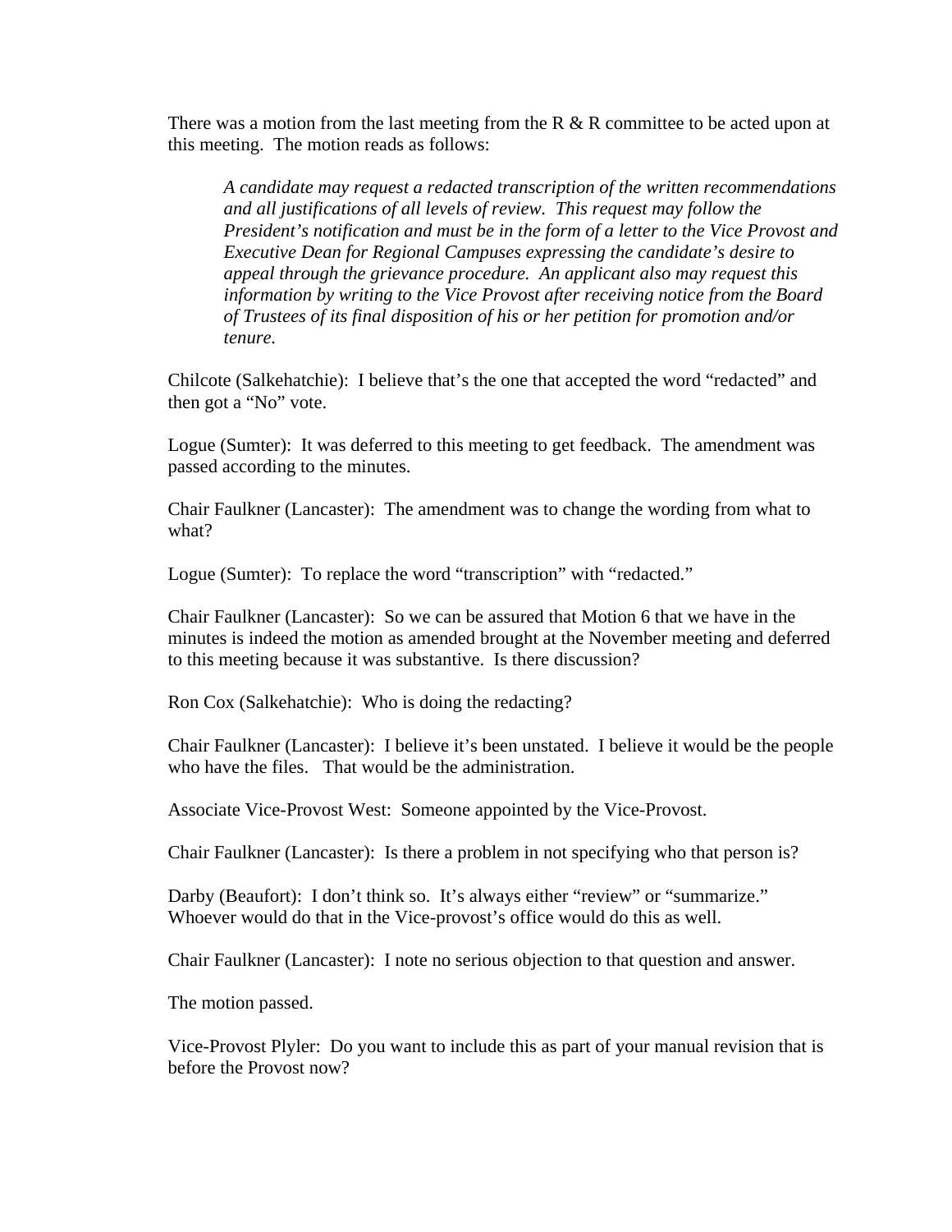There was a motion from the last meeting from the R & R committee to be acted upon at this meeting. The motion reads as follows:

> *A candidate may request a redacted transcription of the written recommendations and all justifications of all levels of review. This request may follow the President's notification and must be in the form of a letter to the Vice Provost and Executive Dean for Regional Campuses expressing the candidate's desire to appeal through the grievance procedure. An applicant also may request this information by writing to the Vice Provost after receiving notice from the Board of Trustees of its final disposition of his or her petition for promotion and/or tenure.*

Chilcote (Salkehatchie): I believe that's the one that accepted the word "redacted" and then got a "No" vote.

Logue (Sumter): It was deferred to this meeting to get feedback. The amendment was passed according to the minutes.

Chair Faulkner (Lancaster): The amendment was to change the wording from what to what?

Logue (Sumter): To replace the word "transcription" with "redacted."

Chair Faulkner (Lancaster): So we can be assured that Motion 6 that we have in the minutes is indeed the motion as amended brought at the November meeting and deferred to this meeting because it was substantive. Is there discussion?

Ron Cox (Salkehatchie): Who is doing the redacting?

Chair Faulkner (Lancaster): I believe it's been unstated. I believe it would be the people who have the files. That would be the administration.

Associate Vice-Provost West: Someone appointed by the Vice-Provost.

Chair Faulkner (Lancaster): Is there a problem in not specifying who that person is?

Darby (Beaufort): I don't think so. It's always either "review" or "summarize." Whoever would do that in the Vice-provost's office would do this as well.

Chair Faulkner (Lancaster): I note no serious objection to that question and answer.

The motion passed.

Vice-Provost Plyler: Do you want to include this as part of your manual revision that is before the Provost now?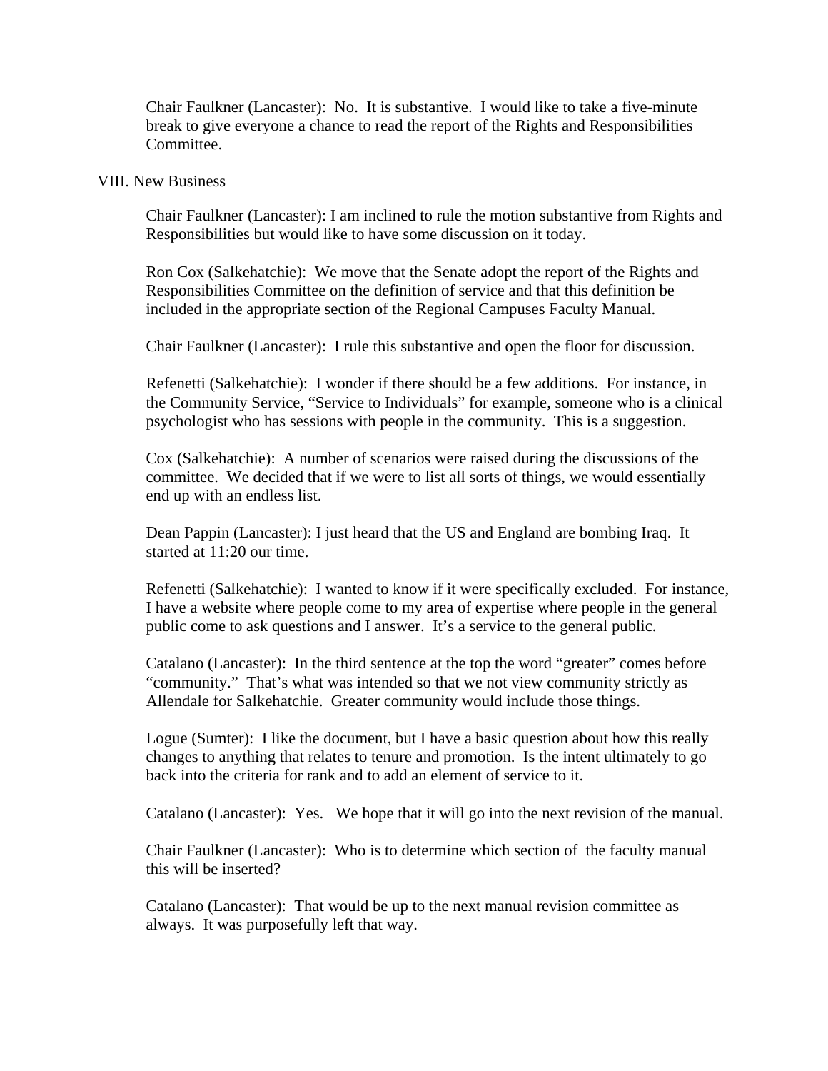Chair Faulkner (Lancaster): No. It is substantive. I would like to take a five-minute break to give everyone a chance to read the report of the Rights and Responsibilities Committee.

## VIII. New Business

Chair Faulkner (Lancaster): I am inclined to rule the motion substantive from Rights and Responsibilities but would like to have some discussion on it today.

Ron Cox (Salkehatchie): We move that the Senate adopt the report of the Rights and Responsibilities Committee on the definition of service and that this definition be included in the appropriate section of the Regional Campuses Faculty Manual.

Chair Faulkner (Lancaster): I rule this substantive and open the floor for discussion.

Refenetti (Salkehatchie): I wonder if there should be a few additions. For instance, in the Community Service, "Service to Individuals" for example, someone who is a clinical psychologist who has sessions with people in the community. This is a suggestion.

Cox (Salkehatchie): A number of scenarios were raised during the discussions of the committee. We decided that if we were to list all sorts of things, we would essentially end up with an endless list.

Dean Pappin (Lancaster): I just heard that the US and England are bombing Iraq. It started at 11:20 our time.

Refenetti (Salkehatchie): I wanted to know if it were specifically excluded. For instance, I have a website where people come to my area of expertise where people in the general public come to ask questions and I answer. It's a service to the general public.

Catalano (Lancaster): In the third sentence at the top the word "greater" comes before "community." That's what was intended so that we not view community strictly as Allendale for Salkehatchie. Greater community would include those things.

Logue (Sumter): I like the document, but I have a basic question about how this really changes to anything that relates to tenure and promotion. Is the intent ultimately to go back into the criteria for rank and to add an element of service to it.

Catalano (Lancaster): Yes. We hope that it will go into the next revision of the manual.

Chair Faulkner (Lancaster): Who is to determine which section of the faculty manual this will be inserted?

Catalano (Lancaster): That would be up to the next manual revision committee as always. It was purposefully left that way.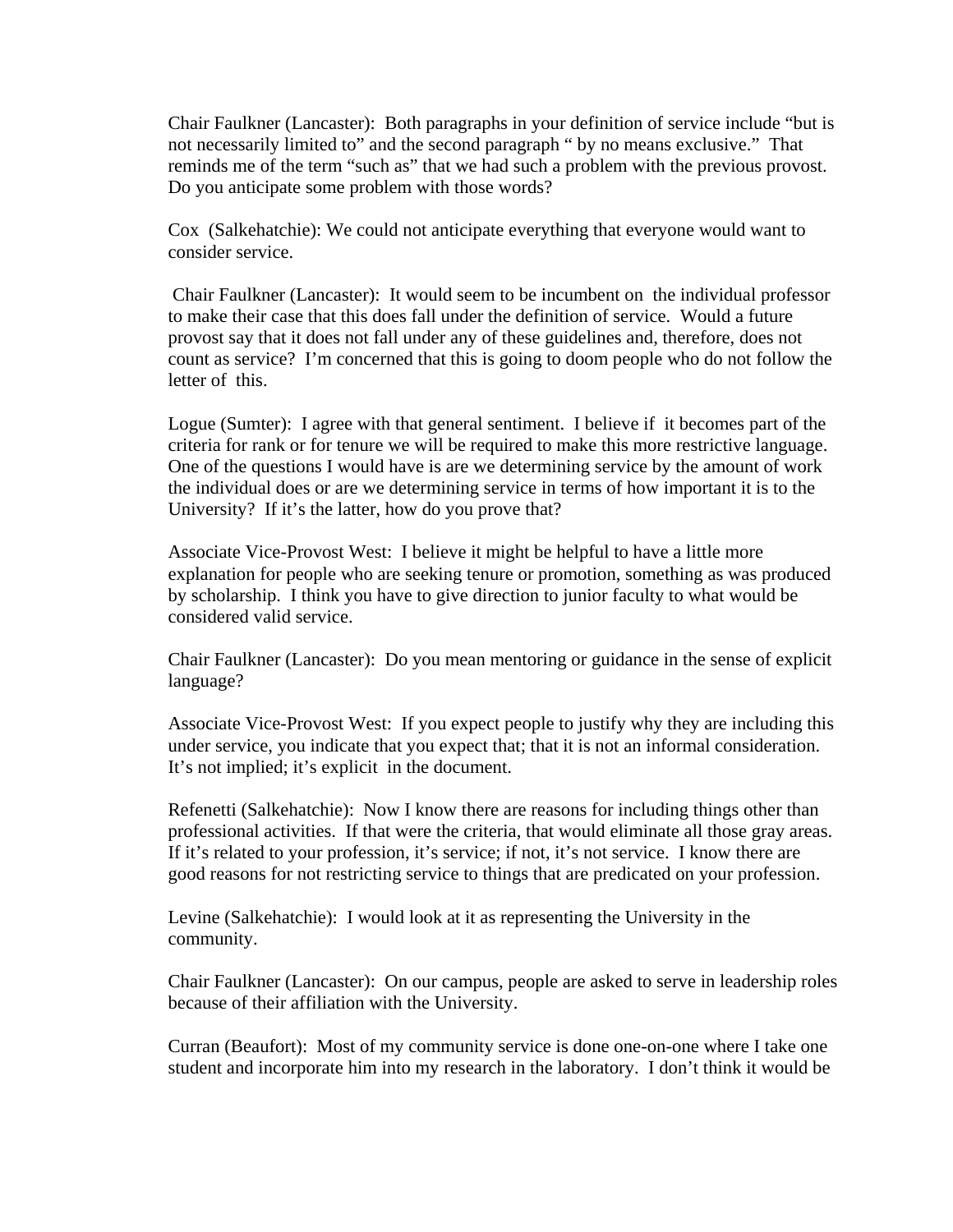Chair Faulkner (Lancaster): Both paragraphs in your definition of service include "but is not necessarily limited to" and the second paragraph " by no means exclusive." That reminds me of the term "such as" that we had such a problem with the previous provost. Do you anticipate some problem with those words?

Cox (Salkehatchie): We could not anticipate everything that everyone would want to consider service.

Chair Faulkner (Lancaster): It would seem to be incumbent on the individual professor to make their case that this does fall under the definition of service. Would a future provost say that it does not fall under any of these guidelines and, therefore, does not count as service? I'm concerned that this is going to doom people who do not follow the letter of this.

Logue (Sumter): I agree with that general sentiment. I believe if it becomes part of the criteria for rank or for tenure we will be required to make this more restrictive language. One of the questions I would have is are we determining service by the amount of work the individual does or are we determining service in terms of how important it is to the University? If it's the latter, how do you prove that?

Associate Vice-Provost West: I believe it might be helpful to have a little more explanation for people who are seeking tenure or promotion, something as was produced by scholarship. I think you have to give direction to junior faculty to what would be considered valid service.

Chair Faulkner (Lancaster): Do you mean mentoring or guidance in the sense of explicit language?

Associate Vice-Provost West: If you expect people to justify why they are including this under service, you indicate that you expect that; that it is not an informal consideration. It's not implied; it's explicit in the document.

Refenetti (Salkehatchie): Now I know there are reasons for including things other than professional activities. If that were the criteria, that would eliminate all those gray areas. If it's related to your profession, it's service; if not, it's not service. I know there are good reasons for not restricting service to things that are predicated on your profession.

Levine (Salkehatchie): I would look at it as representing the University in the community.

Chair Faulkner (Lancaster): On our campus, people are asked to serve in leadership roles because of their affiliation with the University.

Curran (Beaufort): Most of my community service is done one-on-one where I take one student and incorporate him into my research in the laboratory. I don't think it would be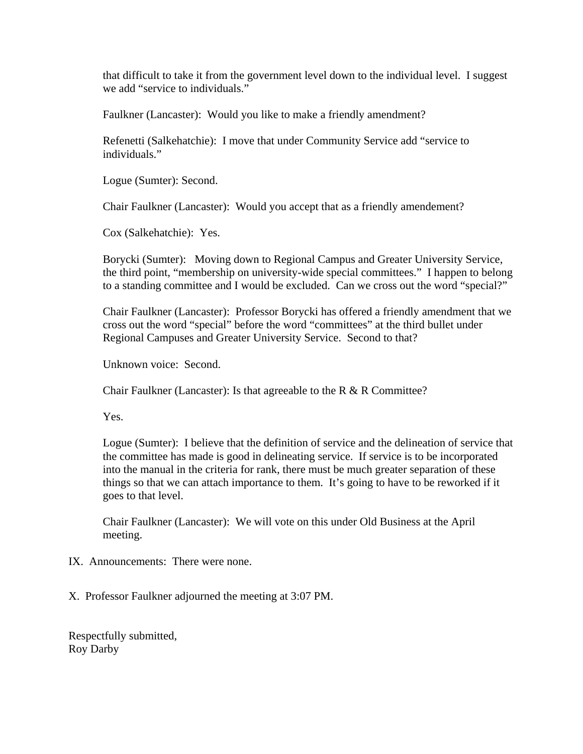that difficult to take it from the government level down to the individual level. I suggest we add "service to individuals."

Faulkner (Lancaster): Would you like to make a friendly amendment?

Refenetti (Salkehatchie): I move that under Community Service add "service to individuals."

Logue (Sumter): Second.

Chair Faulkner (Lancaster): Would you accept that as a friendly amendement?

Cox (Salkehatchie): Yes.

Borycki (Sumter): Moving down to Regional Campus and Greater University Service, the third point, "membership on university-wide special committees." I happen to belong to a standing committee and I would be excluded. Can we cross out the word "special?"

Chair Faulkner (Lancaster): Professor Borycki has offered a friendly amendment that we cross out the word "special" before the word "committees" at the third bullet under Regional Campuses and Greater University Service. Second to that?

Unknown voice: Second.

Chair Faulkner (Lancaster): Is that agreeable to the R & R Committee?

Yes.

Logue (Sumter): I believe that the definition of service and the delineation of service that the committee has made is good in delineating service. If service is to be incorporated into the manual in the criteria for rank, there must be much greater separation of these things so that we can attach importance to them. It's going to have to be reworked if it goes to that level.

Chair Faulkner (Lancaster): We will vote on this under Old Business at the April meeting.

IX. Announcements: There were none.

X. Professor Faulkner adjourned the meeting at 3:07 PM.

Respectfully submitted,
Roy Darby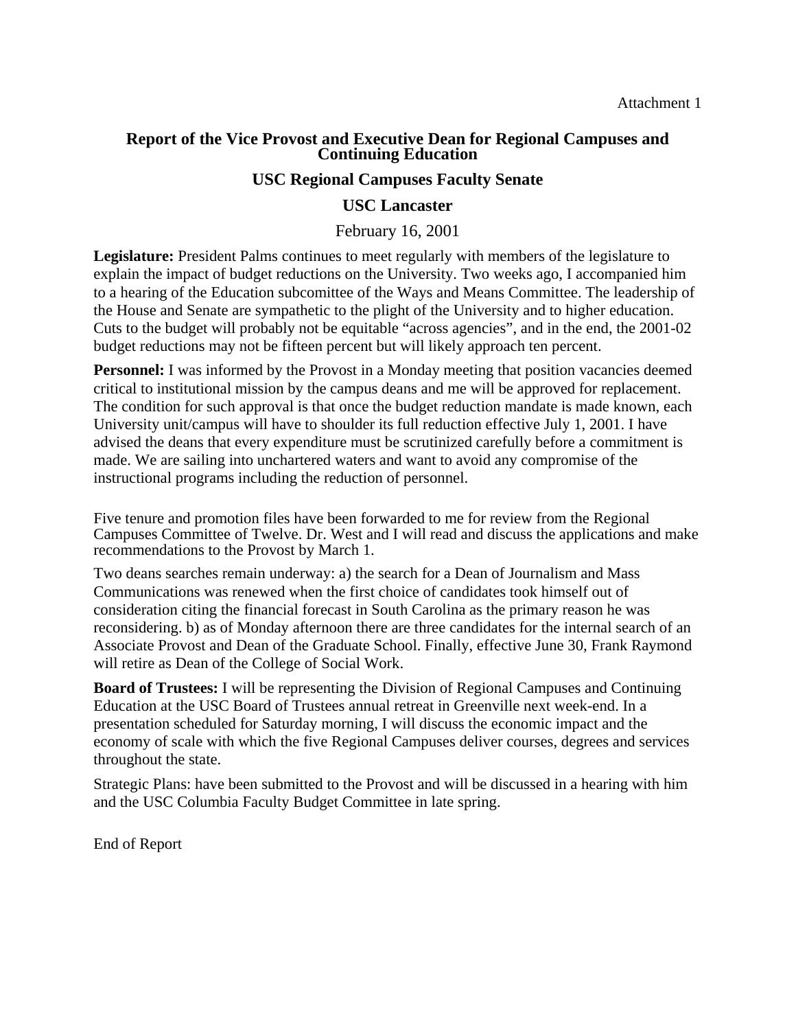Attachment 1

## Report of the Vice Provost and Executive Dean for Regional Campuses and Continuing Education

### USC Regional Campuses Faculty Senate

### USC Lancaster

February 16, 2001

**Legislature:** President Palms continues to meet regularly with members of the legislature to explain the impact of budget reductions on the University. Two weeks ago, I accompanied him to a hearing of the Education subcomittee of the Ways and Means Committee. The leadership of the House and Senate are sympathetic to the plight of the University and to higher education. Cuts to the budget will probably not be equitable "across agencies", and in the end, the 2001-02 budget reductions may not be fifteen percent but will likely approach ten percent.

**Personnel:** I was informed by the Provost in a Monday meeting that position vacancies deemed critical to institutional mission by the campus deans and me will be approved for replacement. The condition for such approval is that once the budget reduction mandate is made known, each University unit/campus will have to shoulder its full reduction effective July 1, 2001. I have advised the deans that every expenditure must be scrutinized carefully before a commitment is made. We are sailing into unchartered waters and want to avoid any compromise of the instructional programs including the reduction of personnel.

Five tenure and promotion files have been forwarded to me for review from the Regional Campuses Committee of Twelve. Dr. West and I will read and discuss the applications and make recommendations to the Provost by March 1.

Two deans searches remain underway: a) the search for a Dean of Journalism and Mass Communications was renewed when the first choice of candidates took himself out of consideration citing the financial forecast in South Carolina as the primary reason he was reconsidering. b) as of Monday afternoon there are three candidates for the internal search of an Associate Provost and Dean of the Graduate School. Finally, effective June 30, Frank Raymond will retire as Dean of the College of Social Work.

**Board of Trustees:** I will be representing the Division of Regional Campuses and Continuing Education at the USC Board of Trustees annual retreat in Greenville next week-end. In a presentation scheduled for Saturday morning, I will discuss the economic impact and the economy of scale with which the five Regional Campuses deliver courses, degrees and services throughout the state.

Strategic Plans: have been submitted to the Provost and will be discussed in a hearing with him and the USC Columbia Faculty Budget Committee in late spring.

End of Report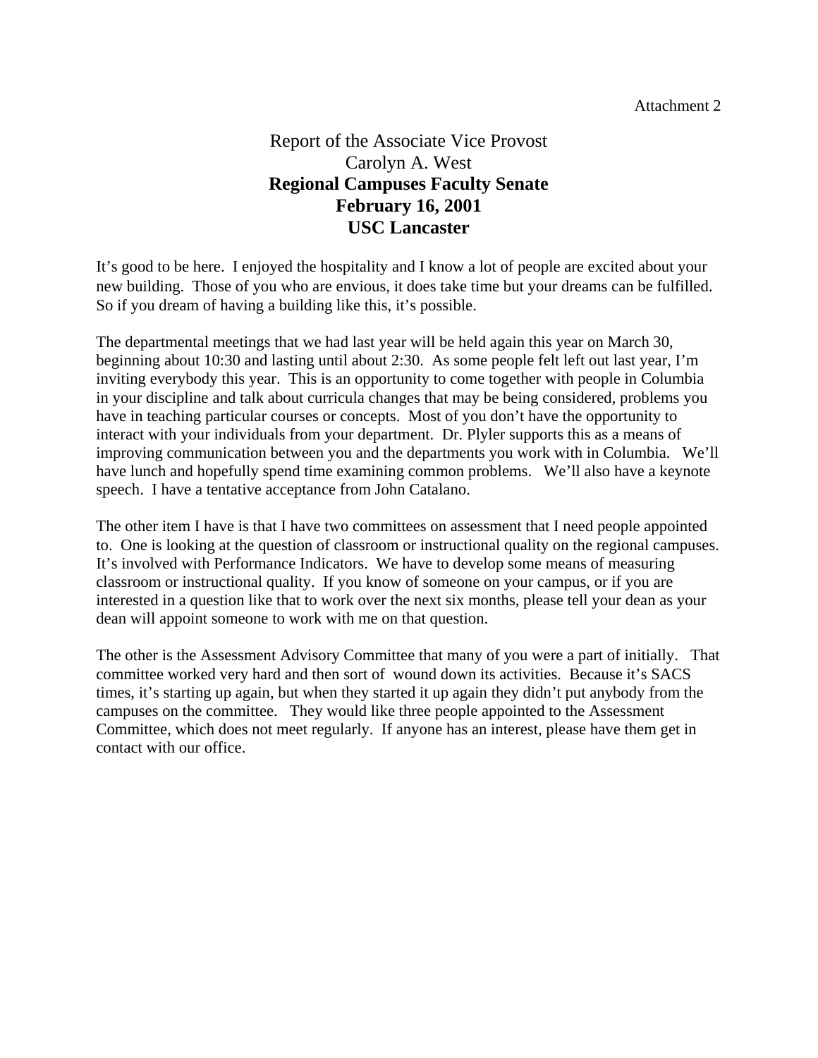Attachment 2

# Report of the Associate Vice Provost
## Carolyn A. West
## **Regional Campuses Faculty Senate**
## **February 16, 2001**
## **USC Lancaster**

It's good to be here. I enjoyed the hospitality and I know a lot of people are excited about your new building. Those of you who are envious, it does take time but your dreams can be fulfilled. So if you dream of having a building like this, it's possible.

The departmental meetings that we had last year will be held again this year on March 30, beginning about 10:30 and lasting until about 2:30. As some people felt left out last year, I'm inviting everybody this year. This is an opportunity to come together with people in Columbia in your discipline and talk about curricula changes that may be being considered, problems you have in teaching particular courses or concepts. Most of you don't have the opportunity to interact with your individuals from your department. Dr. Plyler supports this as a means of improving communication between you and the departments you work with in Columbia. We'll have lunch and hopefully spend time examining common problems. We'll also have a keynote speech. I have a tentative acceptance from John Catalano.

The other item I have is that I have two committees on assessment that I need people appointed to. One is looking at the question of classroom or instructional quality on the regional campuses. It's involved with Performance Indicators. We have to develop some means of measuring classroom or instructional quality. If you know of someone on your campus, or if you are interested in a question like that to work over the next six months, please tell your dean as your dean will appoint someone to work with me on that question.

The other is the Assessment Advisory Committee that many of you were a part of initially. That committee worked very hard and then sort of wound down its activities. Because it's SACS times, it's starting up again, but when they started it up again they didn't put anybody from the campuses on the committee. They would like three people appointed to the Assessment Committee, which does not meet regularly. If anyone has an interest, please have them get in contact with our office.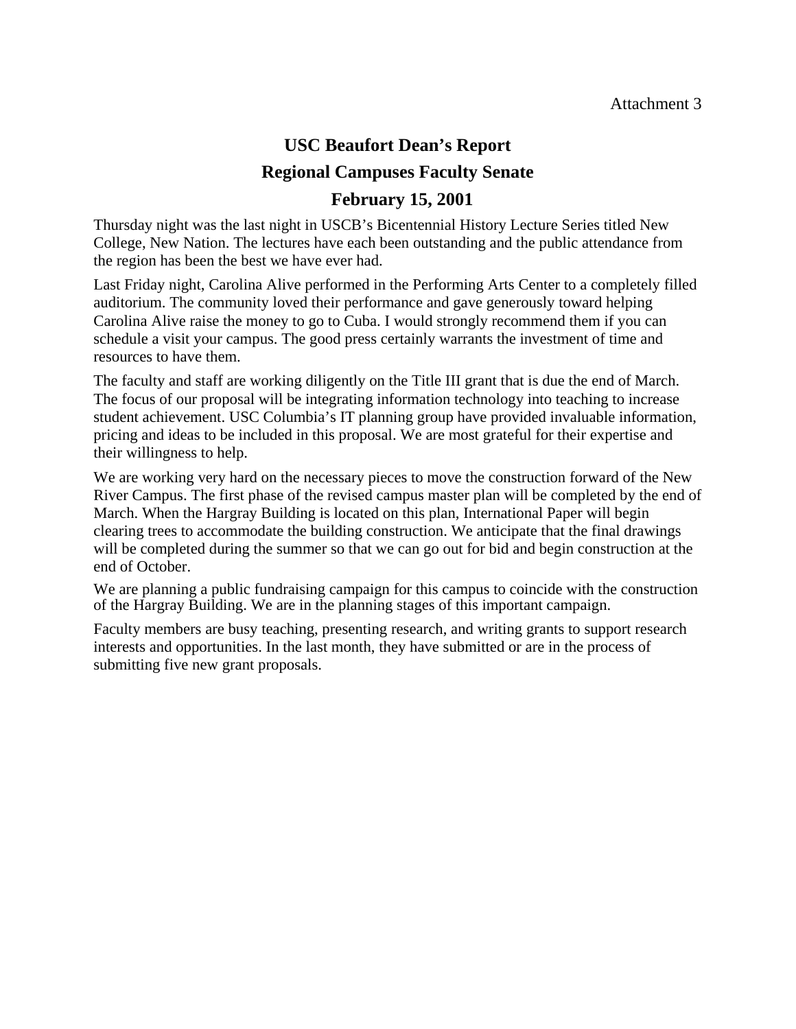Attachment 3

# USC Beaufort Dean's Report
## Regional Campuses Faculty Senate
## February 15, 2001

Thursday night was the last night in USCB's Bicentennial History Lecture Series titled New College, New Nation. The lectures have each been outstanding and the public attendance from the region has been the best we have ever had.

Last Friday night, Carolina Alive performed in the Performing Arts Center to a completely filled auditorium. The community loved their performance and gave generously toward helping Carolina Alive raise the money to go to Cuba. I would strongly recommend them if you can schedule a visit your campus. The good press certainly warrants the investment of time and resources to have them.

The faculty and staff are working diligently on the Title III grant that is due the end of March. The focus of our proposal will be integrating information technology into teaching to increase student achievement. USC Columbia's IT planning group have provided invaluable information, pricing and ideas to be included in this proposal. We are most grateful for their expertise and their willingness to help.

We are working very hard on the necessary pieces to move the construction forward of the New River Campus. The first phase of the revised campus master plan will be completed by the end of March. When the Hargray Building is located on this plan, International Paper will begin clearing trees to accommodate the building construction. We anticipate that the final drawings will be completed during the summer so that we can go out for bid and begin construction at the end of October.

We are planning a public fundraising campaign for this campus to coincide with the construction of the Hargray Building. We are in the planning stages of this important campaign.

Faculty members are busy teaching, presenting research, and writing grants to support research interests and opportunities. In the last month, they have submitted or are in the process of submitting five new grant proposals.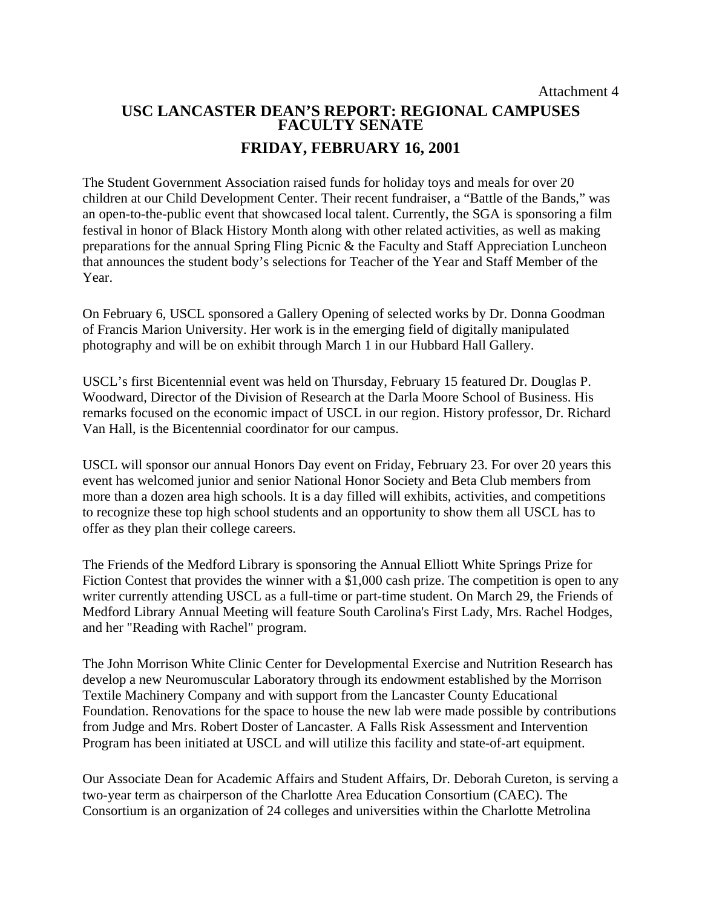Attachment 4

# USC LANCASTER DEAN'S REPORT: REGIONAL CAMPUSES FACULTY SENATE

## FRIDAY, FEBRUARY 16, 2001

The Student Government Association raised funds for holiday toys and meals for over 20 children at our Child Development Center. Their recent fundraiser, a "Battle of the Bands," was an open-to-the-public event that showcased local talent. Currently, the SGA is sponsoring a film festival in honor of Black History Month along with other related activities, as well as making preparations for the annual Spring Fling Picnic & the Faculty and Staff Appreciation Luncheon that announces the student body's selections for Teacher of the Year and Staff Member of the Year.

On February 6, USCL sponsored a Gallery Opening of selected works by Dr. Donna Goodman of Francis Marion University. Her work is in the emerging field of digitally manipulated photography and will be on exhibit through March 1 in our Hubbard Hall Gallery.

USCL's first Bicentennial event was held on Thursday, February 15 featured Dr. Douglas P. Woodward, Director of the Division of Research at the Darla Moore School of Business. His remarks focused on the economic impact of USCL in our region. History professor, Dr. Richard Van Hall, is the Bicentennial coordinator for our campus.

USCL will sponsor our annual Honors Day event on Friday, February 23. For over 20 years this event has welcomed junior and senior National Honor Society and Beta Club members from more than a dozen area high schools. It is a day filled will exhibits, activities, and competitions to recognize these top high school students and an opportunity to show them all USCL has to offer as they plan their college careers.

The Friends of the Medford Library is sponsoring the Annual Elliott White Springs Prize for Fiction Contest that provides the winner with a $1,000 cash prize. The competition is open to any writer currently attending USCL as a full-time or part-time student. On March 29, the Friends of Medford Library Annual Meeting will feature South Carolina's First Lady, Mrs. Rachel Hodges, and her "Reading with Rachel" program.

The John Morrison White Clinic Center for Developmental Exercise and Nutrition Research has develop a new Neuromuscular Laboratory through its endowment established by the Morrison Textile Machinery Company and with support from the Lancaster County Educational Foundation. Renovations for the space to house the new lab were made possible by contributions from Judge and Mrs. Robert Doster of Lancaster. A Falls Risk Assessment and Intervention Program has been initiated at USCL and will utilize this facility and state-of-art equipment.

Our Associate Dean for Academic Affairs and Student Affairs, Dr. Deborah Cureton, is serving a two-year term as chairperson of the Charlotte Area Education Consortium (CAEC). The Consortium is an organization of 24 colleges and universities within the Charlotte Metrolina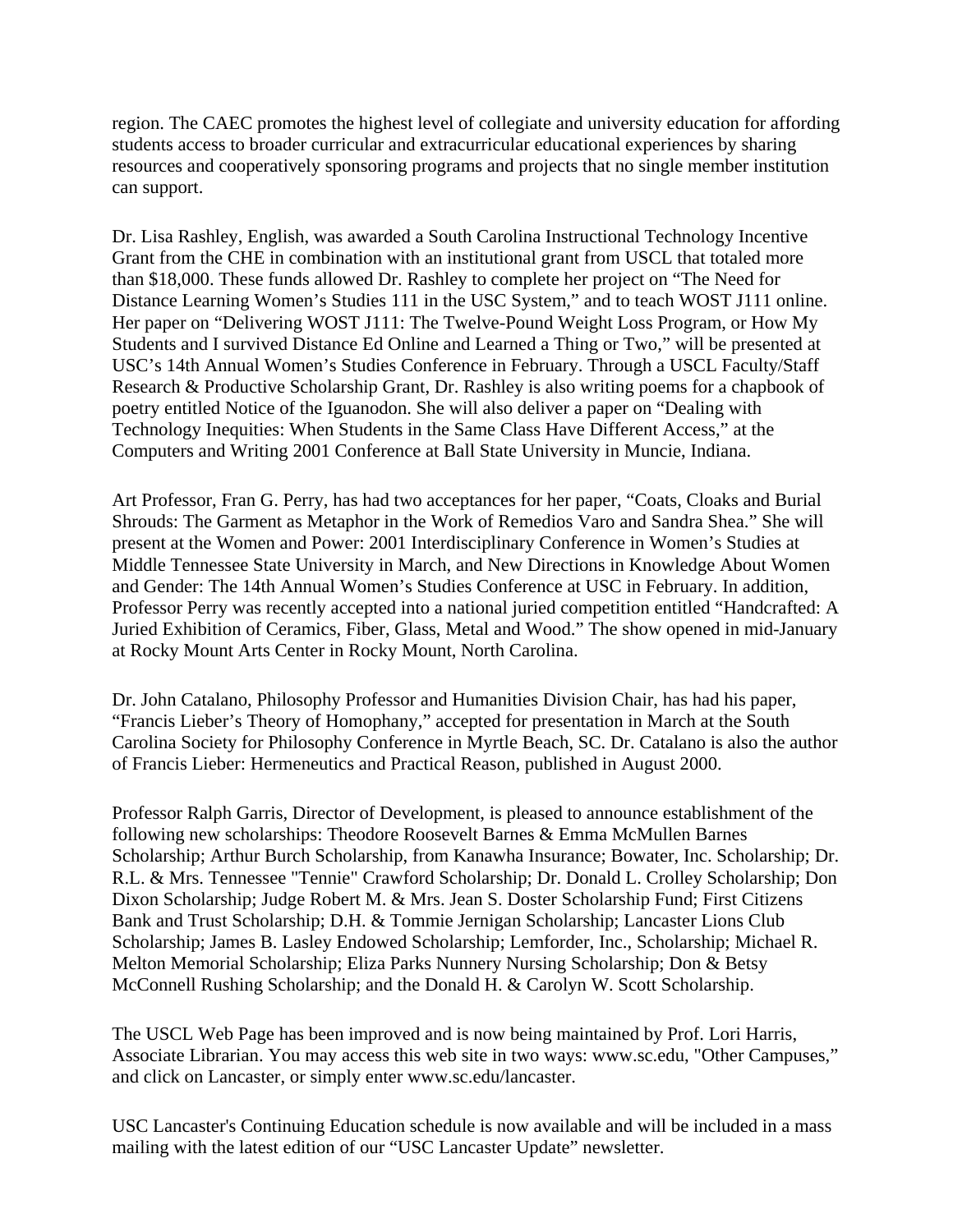region. The CAEC promotes the highest level of collegiate and university education for affording students access to broader curricular and extracurricular educational experiences by sharing resources and cooperatively sponsoring programs and projects that no single member institution can support.

Dr. Lisa Rashley, English, was awarded a South Carolina Instructional Technology Incentive Grant from the CHE in combination with an institutional grant from USCL that totaled more than $18,000. These funds allowed Dr. Rashley to complete her project on "The Need for Distance Learning Women's Studies 111 in the USC System," and to teach WOST J111 online. Her paper on "Delivering WOST J111: The Twelve-Pound Weight Loss Program, or How My Students and I survived Distance Ed Online and Learned a Thing or Two," will be presented at USC's 14th Annual Women's Studies Conference in February. Through a USCL Faculty/Staff Research & Productive Scholarship Grant, Dr. Rashley is also writing poems for a chapbook of poetry entitled Notice of the Iguanodon. She will also deliver a paper on "Dealing with Technology Inequities: When Students in the Same Class Have Different Access," at the Computers and Writing 2001 Conference at Ball State University in Muncie, Indiana.

Art Professor, Fran G. Perry, has had two acceptances for her paper, "Coats, Cloaks and Burial Shrouds: The Garment as Metaphor in the Work of Remedios Varo and Sandra Shea." She will present at the Women and Power: 2001 Interdisciplinary Conference in Women's Studies at Middle Tennessee State University in March, and New Directions in Knowledge About Women and Gender: The 14th Annual Women's Studies Conference at USC in February. In addition, Professor Perry was recently accepted into a national juried competition entitled "Handcrafted: A Juried Exhibition of Ceramics, Fiber, Glass, Metal and Wood." The show opened in mid-January at Rocky Mount Arts Center in Rocky Mount, North Carolina.

Dr. John Catalano, Philosophy Professor and Humanities Division Chair, has had his paper, "Francis Lieber's Theory of Homophany," accepted for presentation in March at the South Carolina Society for Philosophy Conference in Myrtle Beach, SC. Dr. Catalano is also the author of Francis Lieber: Hermeneutics and Practical Reason, published in August 2000.

Professor Ralph Garris, Director of Development, is pleased to announce establishment of the following new scholarships: Theodore Roosevelt Barnes & Emma McMullen Barnes Scholarship; Arthur Burch Scholarship, from Kanawha Insurance; Bowater, Inc. Scholarship; Dr. R.L. & Mrs. Tennessee "Tennie" Crawford Scholarship; Dr. Donald L. Crolley Scholarship; Don Dixon Scholarship; Judge Robert M. & Mrs. Jean S. Doster Scholarship Fund; First Citizens Bank and Trust Scholarship; D.H. & Tommie Jernigan Scholarship; Lancaster Lions Club Scholarship; James B. Lasley Endowed Scholarship; Lemforder, Inc., Scholarship; Michael R. Melton Memorial Scholarship; Eliza Parks Nunnery Nursing Scholarship; Don & Betsy McConnell Rushing Scholarship; and the Donald H. & Carolyn W. Scott Scholarship.

The USCL Web Page has been improved and is now being maintained by Prof. Lori Harris, Associate Librarian. You may access this web site in two ways: www.sc.edu, "Other Campuses," and click on Lancaster, or simply enter www.sc.edu/lancaster.

USC Lancaster's Continuing Education schedule is now available and will be included in a mass mailing with the latest edition of our "USC Lancaster Update" newsletter.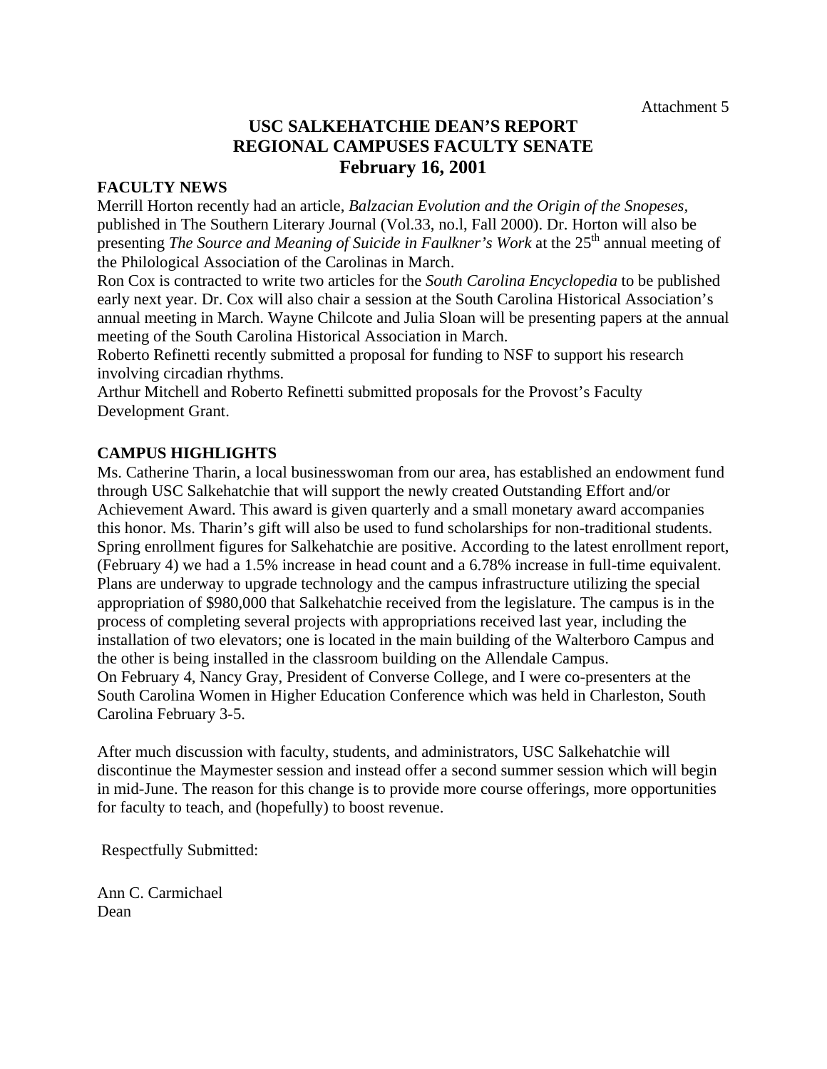Attachment 5

# USC SALKEHATCHIE DEAN'S REPORT
# REGIONAL CAMPUSES FACULTY SENATE
# February 16, 2001

**FACULTY NEWS**

Merrill Horton recently had an article, *Balzacian Evolution and the Origin of the Snopeses*, published in The Southern Literary Journal (Vol.33, no.l, Fall 2000). Dr. Horton will also be presenting *The Source and Meaning of Suicide in Faulkner's Work* at the 25th annual meeting of the Philological Association of the Carolinas in March.

Ron Cox is contracted to write two articles for the *South Carolina Encyclopedia* to be published early next year. Dr. Cox will also chair a session at the South Carolina Historical Association's annual meeting in March. Wayne Chilcote and Julia Sloan will be presenting papers at the annual meeting of the South Carolina Historical Association in March.

Roberto Refinetti recently submitted a proposal for funding to NSF to support his research involving circadian rhythms.

Arthur Mitchell and Roberto Refinetti submitted proposals for the Provost's Faculty Development Grant.

**CAMPUS HIGHLIGHTS**

Ms. Catherine Tharin, a local businesswoman from our area, has established an endowment fund through USC Salkehatchie that will support the newly created Outstanding Effort and/or Achievement Award. This award is given quarterly and a small monetary award accompanies this honor. Ms. Tharin's gift will also be used to fund scholarships for non-traditional students.

Spring enrollment figures for Salkehatchie are positive. According to the latest enrollment report, (February 4) we had a 1.5% increase in head count and a 6.78% increase in full-time equivalent.

Plans are underway to upgrade technology and the campus infrastructure utilizing the special appropriation of $980,000 that Salkehatchie received from the legislature. The campus is in the process of completing several projects with appropriations received last year, including the installation of two elevators; one is located in the main building of the Walterboro Campus and the other is being installed in the classroom building on the Allendale Campus.

On February 4, Nancy Gray, President of Converse College, and I were co-presenters at the South Carolina Women in Higher Education Conference which was held in Charleston, South Carolina February 3-5.

After much discussion with faculty, students, and administrators, USC Salkehatchie will discontinue the Maymester session and instead offer a second summer session which will begin in mid-June. The reason for this change is to provide more course offerings, more opportunities for faculty to teach, and (hopefully) to boost revenue.

Respectfully Submitted:

Ann C. Carmichael
Dean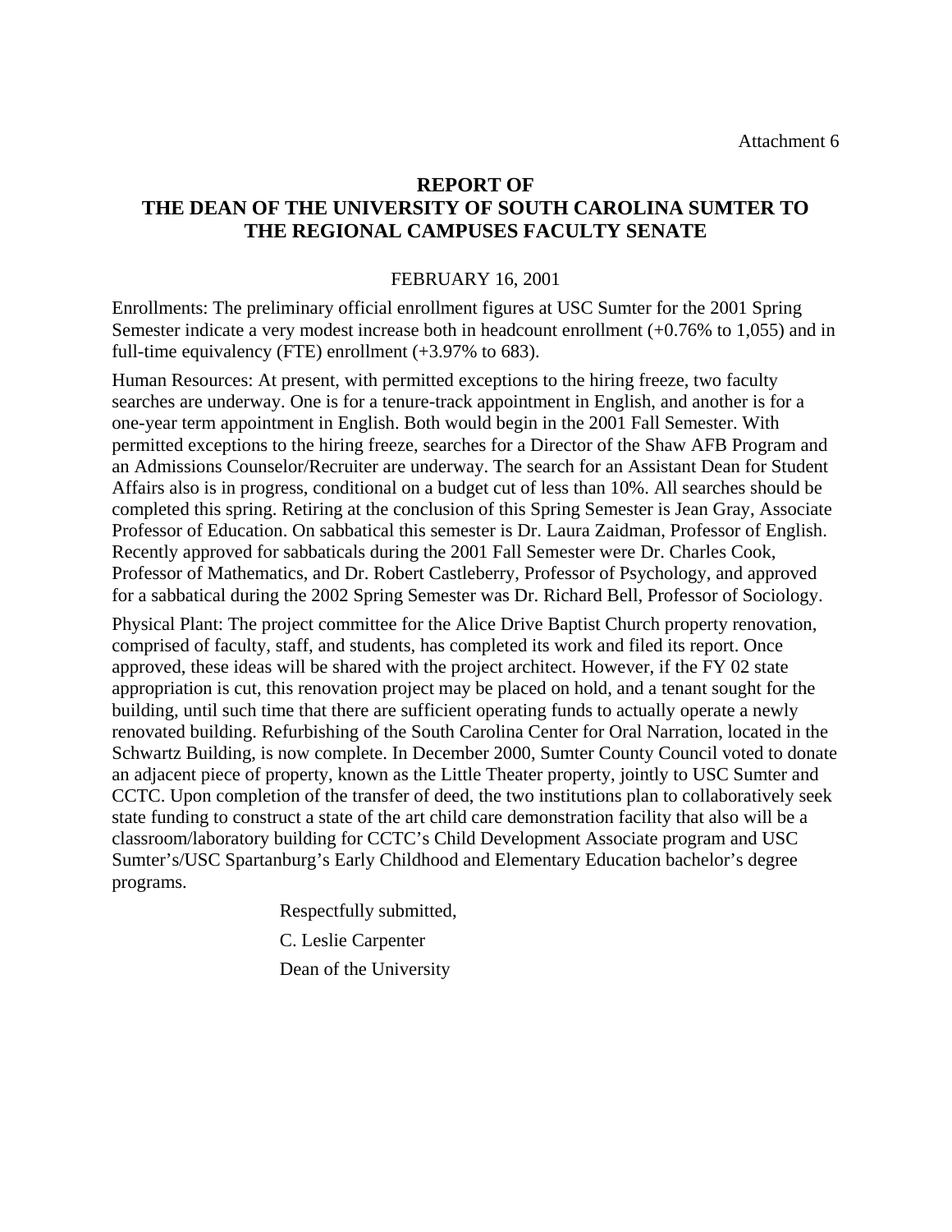Attachment 6

# REPORT OF THE DEAN OF THE UNIVERSITY OF SOUTH CAROLINA SUMTER TO THE REGIONAL CAMPUSES FACULTY SENATE

FEBRUARY 16, 2001

Enrollments: The preliminary official enrollment figures at USC Sumter for the 2001 Spring Semester indicate a very modest increase both in headcount enrollment (+0.76% to 1,055) and in full-time equivalency (FTE) enrollment (+3.97% to 683).

Human Resources: At present, with permitted exceptions to the hiring freeze, two faculty searches are underway. One is for a tenure-track appointment in English, and another is for a one-year term appointment in English. Both would begin in the 2001 Fall Semester. With permitted exceptions to the hiring freeze, searches for a Director of the Shaw AFB Program and an Admissions Counselor/Recruiter are underway. The search for an Assistant Dean for Student Affairs also is in progress, conditional on a budget cut of less than 10%. All searches should be completed this spring. Retiring at the conclusion of this Spring Semester is Jean Gray, Associate Professor of Education. On sabbatical this semester is Dr. Laura Zaidman, Professor of English. Recently approved for sabbaticals during the 2001 Fall Semester were Dr. Charles Cook, Professor of Mathematics, and Dr. Robert Castleberry, Professor of Psychology, and approved for a sabbatical during the 2002 Spring Semester was Dr. Richard Bell, Professor of Sociology.

Physical Plant: The project committee for the Alice Drive Baptist Church property renovation, comprised of faculty, staff, and students, has completed its work and filed its report. Once approved, these ideas will be shared with the project architect. However, if the FY 02 state appropriation is cut, this renovation project may be placed on hold, and a tenant sought for the building, until such time that there are sufficient operating funds to actually operate a newly renovated building. Refurbishing of the South Carolina Center for Oral Narration, located in the Schwartz Building, is now complete. In December 2000, Sumter County Council voted to donate an adjacent piece of property, known as the Little Theater property, jointly to USC Sumter and CCTC. Upon completion of the transfer of deed, the two institutions plan to collaboratively seek state funding to construct a state of the art child care demonstration facility that also will be a classroom/laboratory building for CCTC's Child Development Associate program and USC Sumter's/USC Spartanburg's Early Childhood and Elementary Education bachelor's degree programs.

Respectfully submitted,

C. Leslie Carpenter

Dean of the University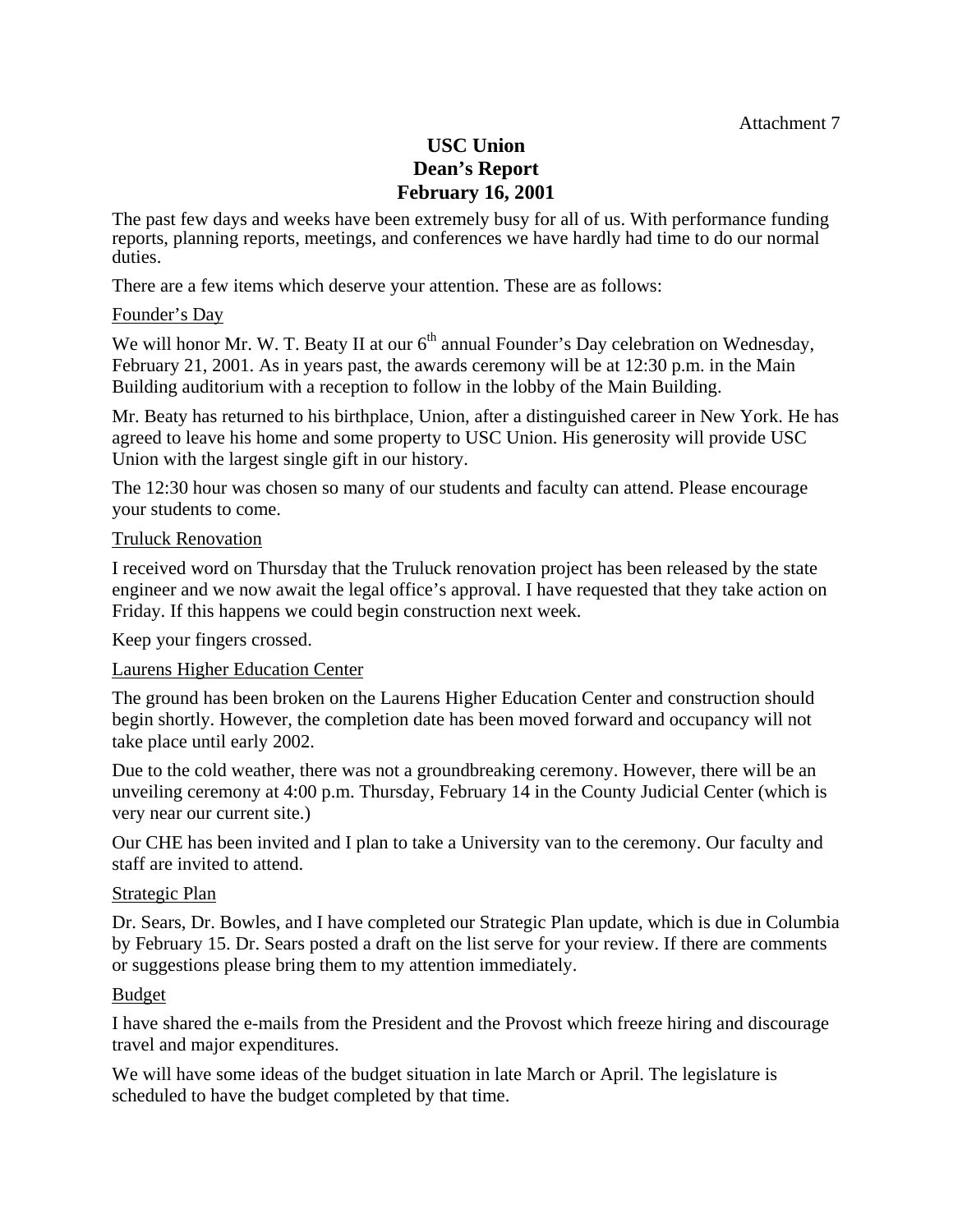Attachment 7

# USC Union
# Dean's Report
# February 16, 2001

The past few days and weeks have been extremely busy for all of us. With performance funding reports, planning reports, meetings, and conferences we have hardly had time to do our normal duties.

There are a few items which deserve your attention. These are as follows:

<u>Founder's Day</u>

We will honor Mr. W. T. Beaty II at our 6th annual Founder's Day celebration on Wednesday, February 21, 2001. As in years past, the awards ceremony will be at 12:30 p.m. in the Main Building auditorium with a reception to follow in the lobby of the Main Building.

Mr. Beaty has returned to his birthplace, Union, after a distinguished career in New York. He has agreed to leave his home and some property to USC Union. His generosity will provide USC Union with the largest single gift in our history.

The 12:30 hour was chosen so many of our students and faculty can attend. Please encourage your students to come.

<u>Truluck Renovation</u>

I received word on Thursday that the Truluck renovation project has been released by the state engineer and we now await the legal office's approval. I have requested that they take action on Friday. If this happens we could begin construction next week.

Keep your fingers crossed.

<u>Laurens Higher Education Center</u>

The ground has been broken on the Laurens Higher Education Center and construction should begin shortly. However, the completion date has been moved forward and occupancy will not take place until early 2002.

Due to the cold weather, there was not a groundbreaking ceremony. However, there will be an unveiling ceremony at 4:00 p.m. Thursday, February 14 in the County Judicial Center (which is very near our current site.)

Our CHE has been invited and I plan to take a University van to the ceremony. Our faculty and staff are invited to attend.

<u>Strategic Plan</u>

Dr. Sears, Dr. Bowles, and I have completed our Strategic Plan update, which is due in Columbia by February 15. Dr. Sears posted a draft on the list serve for your review. If there are comments or suggestions please bring them to my attention immediately.

<u>Budget</u>

I have shared the e-mails from the President and the Provost which freeze hiring and discourage travel and major expenditures.

We will have some ideas of the budget situation in late March or April. The legislature is scheduled to have the budget completed by that time.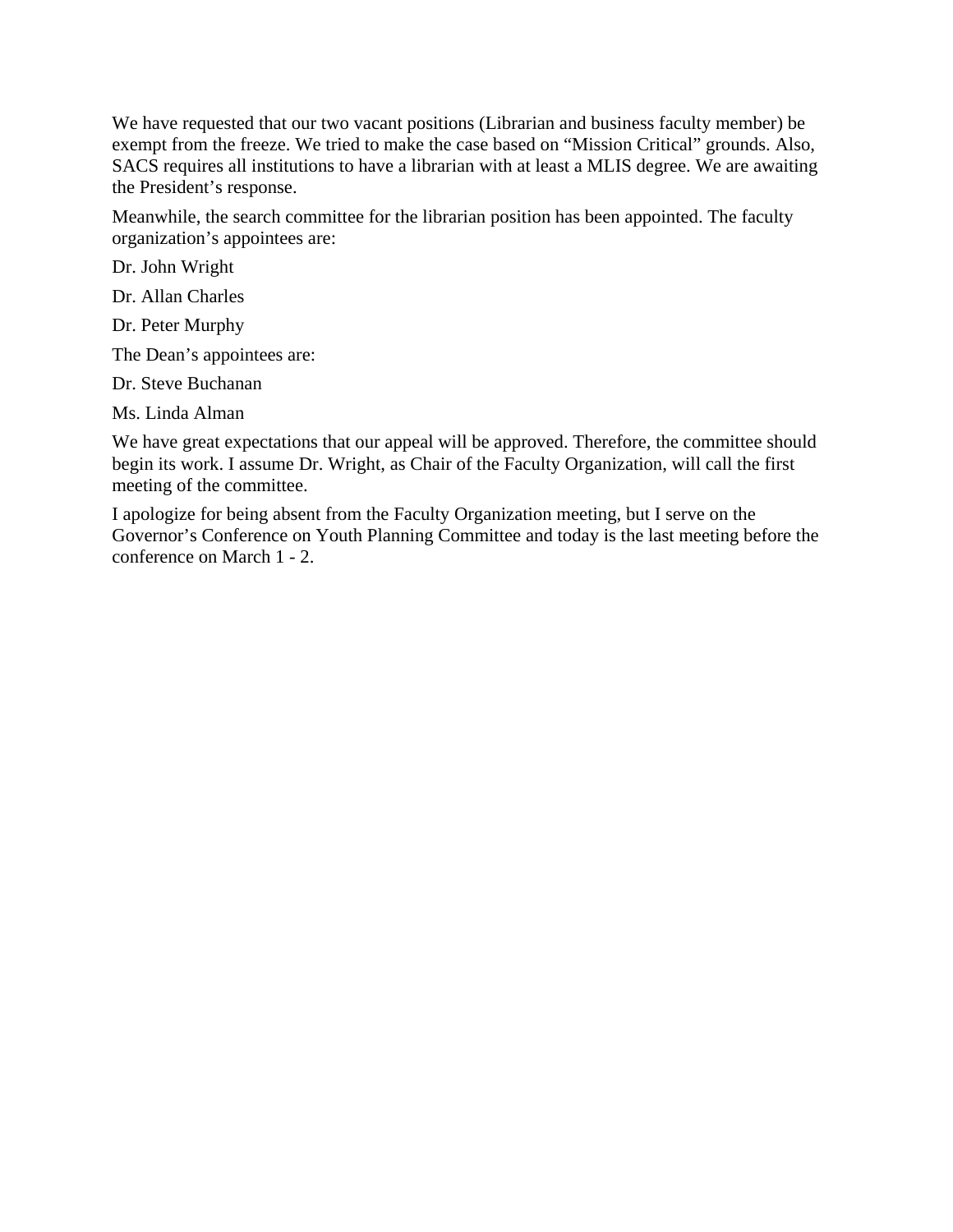We have requested that our two vacant positions (Librarian and business faculty member) be exempt from the freeze. We tried to make the case based on “Mission Critical” grounds. Also, SACS requires all institutions to have a librarian with at least a MLIS degree. We are awaiting the President’s response.

Meanwhile, the search committee for the librarian position has been appointed. The faculty organization’s appointees are:

Dr. John Wright

Dr. Allan Charles

Dr. Peter Murphy

The Dean’s appointees are:

Dr. Steve Buchanan

Ms. Linda Alman

We have great expectations that our appeal will be approved. Therefore, the committee should begin its work. I assume Dr. Wright, as Chair of the Faculty Organization, will call the first meeting of the committee.

I apologize for being absent from the Faculty Organization meeting, but I serve on the Governor’s Conference on Youth Planning Committee and today is the last meeting before the conference on March 1 - 2.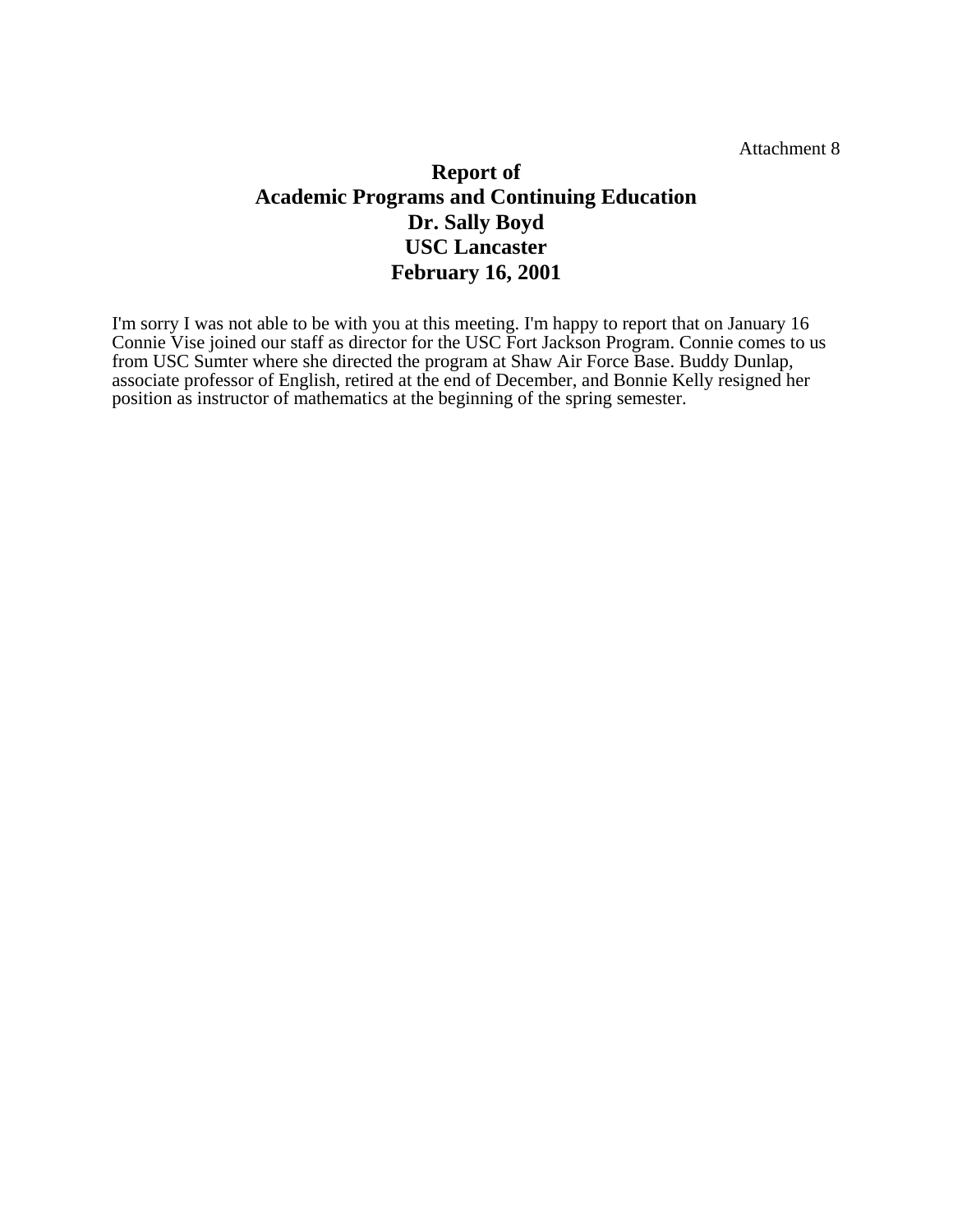Attachment 8

# Report of
# Academic Programs and Continuing Education
# Dr. Sally Boyd
# USC Lancaster
# February 16, 2001

I'm sorry I was not able to be with you at this meeting. I'm happy to report that on January 16 Connie Vise joined our staff as director for the USC Fort Jackson Program. Connie comes to us from USC Sumter where she directed the program at Shaw Air Force Base. Buddy Dunlap, associate professor of English, retired at the end of December, and Bonnie Kelly resigned her position as instructor of mathematics at the beginning of the spring semester.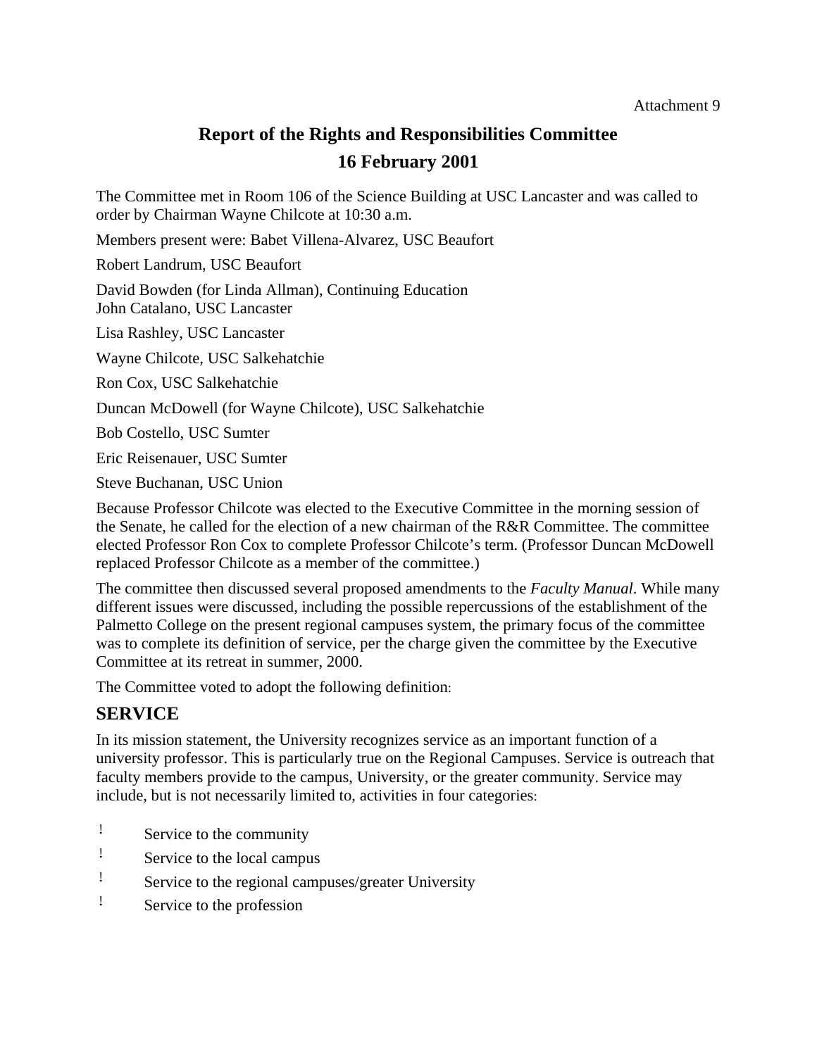Attachment 9

# Report of the Rights and Responsibilities Committee
## 16 February 2001

The Committee met in Room 106 of the Science Building at USC Lancaster and was called to order by Chairman Wayne Chilcote at 10:30 a.m.

Members present were: Babet Villena-Alvarez, USC Beaufort

Robert Landrum, USC Beaufort

David Bowden (for Linda Allman), Continuing Education
John Catalano, USC Lancaster

Lisa Rashley, USC Lancaster

Wayne Chilcote, USC Salkehatchie

Ron Cox, USC Salkehatchie

Duncan McDowell (for Wayne Chilcote), USC Salkehatchie

Bob Costello, USC Sumter

Eric Reisenauer, USC Sumter

Steve Buchanan, USC Union

Because Professor Chilcote was elected to the Executive Committee in the morning session of the Senate, he called for the election of a new chairman of the R&R Committee. The committee elected Professor Ron Cox to complete Professor Chilcote's term. (Professor Duncan McDowell replaced Professor Chilcote as a member of the committee.)

The committee then discussed several proposed amendments to the *Faculty Manual*. While many different issues were discussed, including the possible repercussions of the establishment of the Palmetto College on the present regional campuses system, the primary focus of the committee was to complete its definition of service, per the charge given the committee by the Executive Committee at its retreat in summer, 2000.

The Committee voted to adopt the following definition:

## SERVICE

In its mission statement, the University recognizes service as an important function of a university professor. This is particularly true on the Regional Campuses. Service is outreach that faculty members provide to the campus, University, or the greater community. Service may include, but is not necessarily limited to, activities in four categories:

- Service to the community
- Service to the local campus
- Service to the regional campuses/greater University
- Service to the profession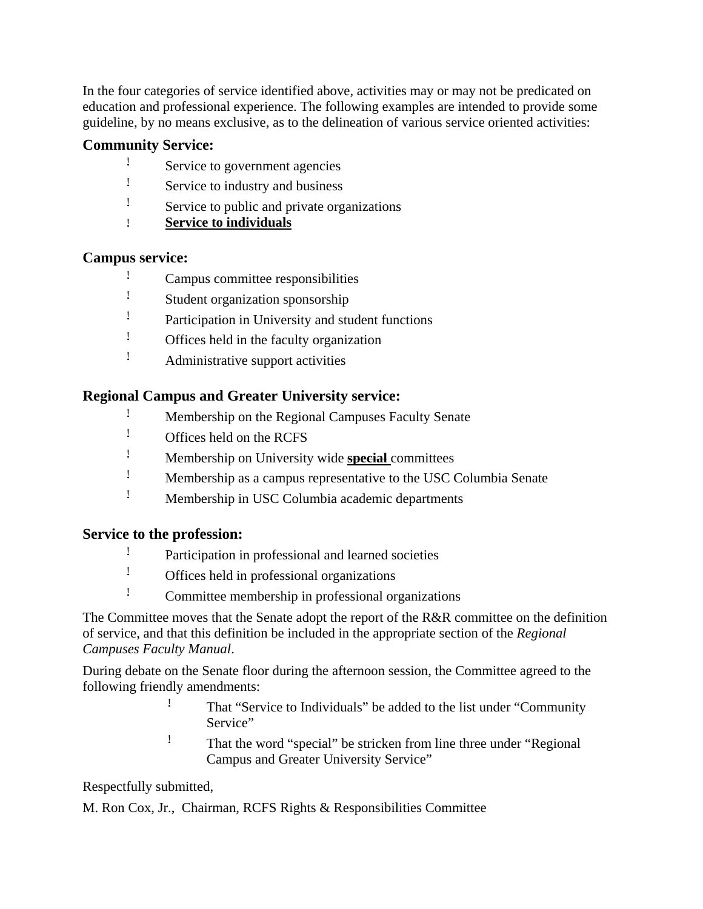In the four categories of service identified above, activities may or may not be predicated on education and professional experience. The following examples are intended to provide some guideline, by no means exclusive, as to the delineation of various service oriented activities:

### Community Service:

- Service to government agencies
- Service to industry and business
- Service to public and private organizations
- **<u>Service to individuals</u>**

### Campus service:

- Campus committee responsibilities
- Student organization sponsorship
- Participation in University and student functions
- Offices held in the faculty organization
- Administrative support activities

### Regional Campus and Greater University service:

- Membership on the Regional Campuses Faculty Senate
- Offices held on the RCFS
- Membership on University wide ~~**special**~~ committees
- Membership as a campus representative to the USC Columbia Senate
- Membership in USC Columbia academic departments

### Service to the profession:

- Participation in professional and learned societies
- Offices held in professional organizations
- Committee membership in professional organizations

The Committee moves that the Senate adopt the report of the R&R committee on the definition of service, and that this definition be included in the appropriate section of the *Regional Campuses Faculty Manual*.

During debate on the Senate floor during the afternoon session, the Committee agreed to the following friendly amendments:

- That "Service to Individuals" be added to the list under "Community Service"
- That the word "special" be stricken from line three under "Regional Campus and Greater University Service"

Respectfully submitted,

M. Ron Cox, Jr., Chairman, RCFS Rights & Responsibilities Committee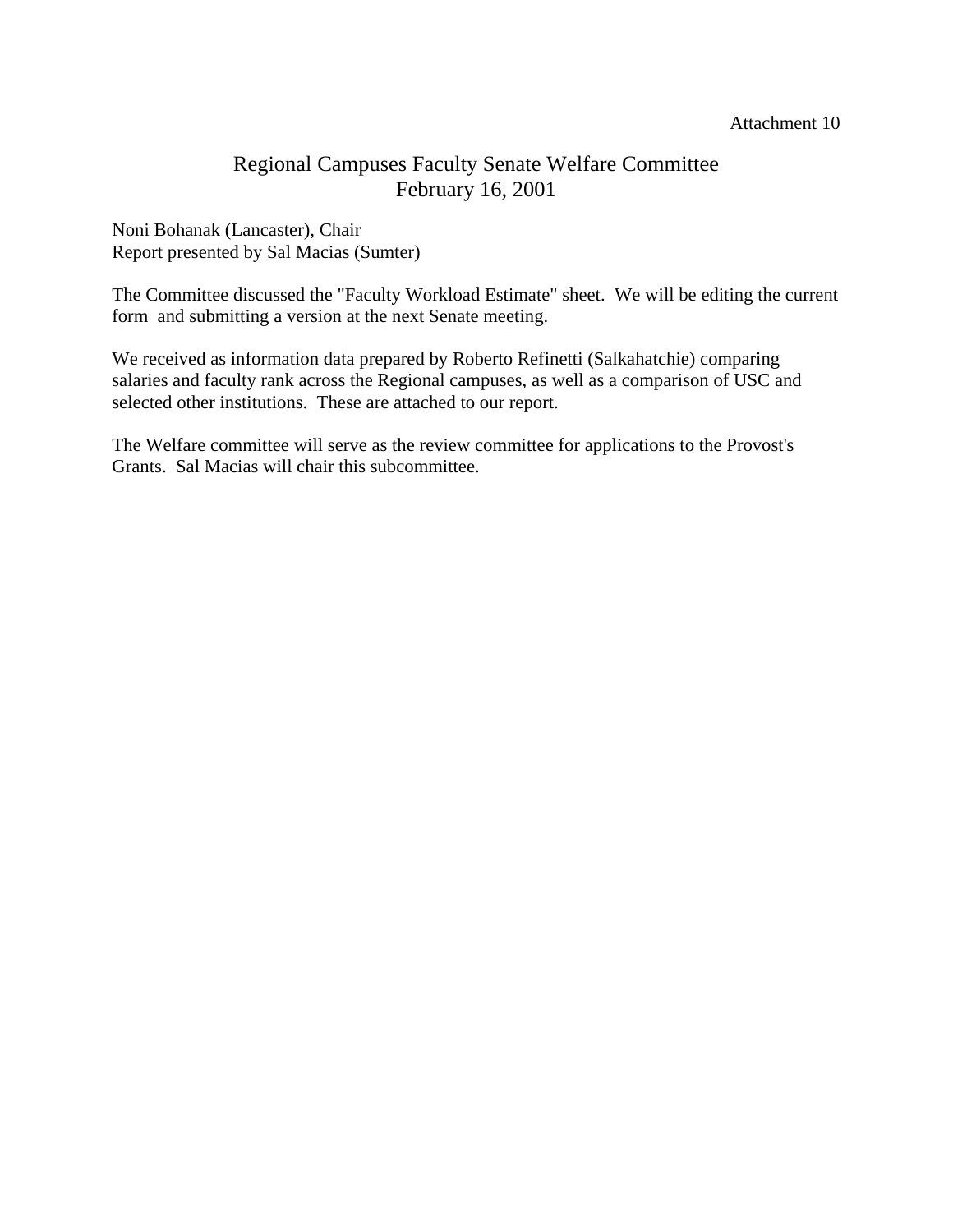Attachment 10

# Regional Campuses Faculty Senate Welfare Committee
## February 16, 2001

Noni Bohanak (Lancaster), Chair
Report presented by Sal Macias (Sumter)

The Committee discussed the "Faculty Workload Estimate" sheet. We will be editing the current form and submitting a version at the next Senate meeting.

We received as information data prepared by Roberto Refinetti (Salkahatchie) comparing salaries and faculty rank across the Regional campuses, as well as a comparison of USC and selected other institutions. These are attached to our report.

The Welfare committee will serve as the review committee for applications to the Provost's Grants. Sal Macias will chair this subcommittee.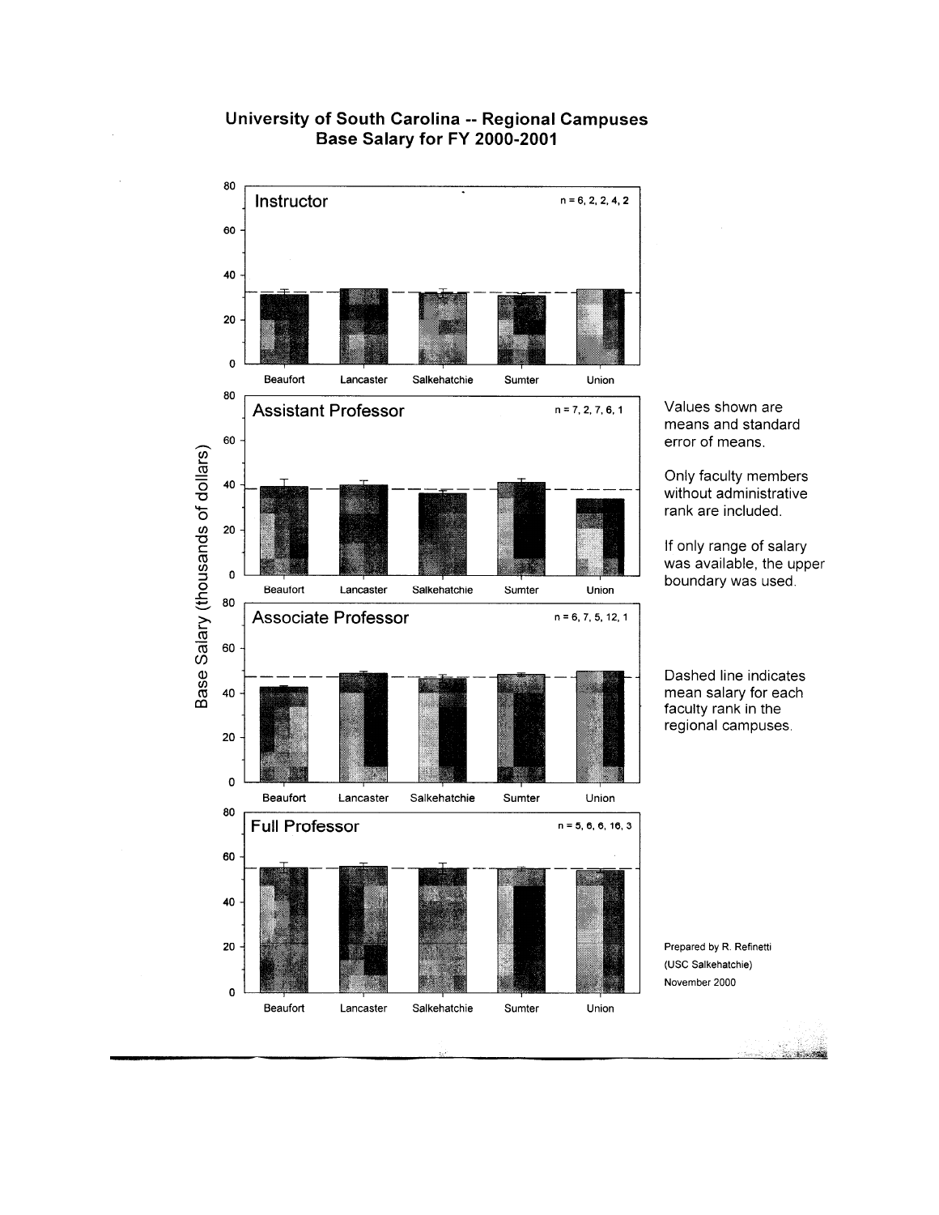## University of South Carolina -- Regional Campuses
## Base Salary for FY 2000-2001

**Instructor** n = 6, 2, 2, 4, 2

Beaufort Lancaster Salkehatchie Sumter Union

**Assistant Professor** n = 7, 2, 7, 6, 1

Beaufort Lancaster Salkehatchie Sumter Union

**Associate Professor** n = 6, 7, 5, 12, 1

Beaufort Lancaster Salkehatchie Sumter Union

**Full Professor** n = 5, 6, 6, 16, 3

Beaufort Lancaster Salkehatchie Sumter Union

Base Salary (thousands of dollars)

Values shown are means and standard error of means.

Only faculty members without administrative rank are included.

If only range of salary was available, the upper boundary was used.

Dashed line indicates mean salary for each faculty rank in the regional campuses.

Prepared by R. Refinetti
(USC Salkehatchie)
November 2000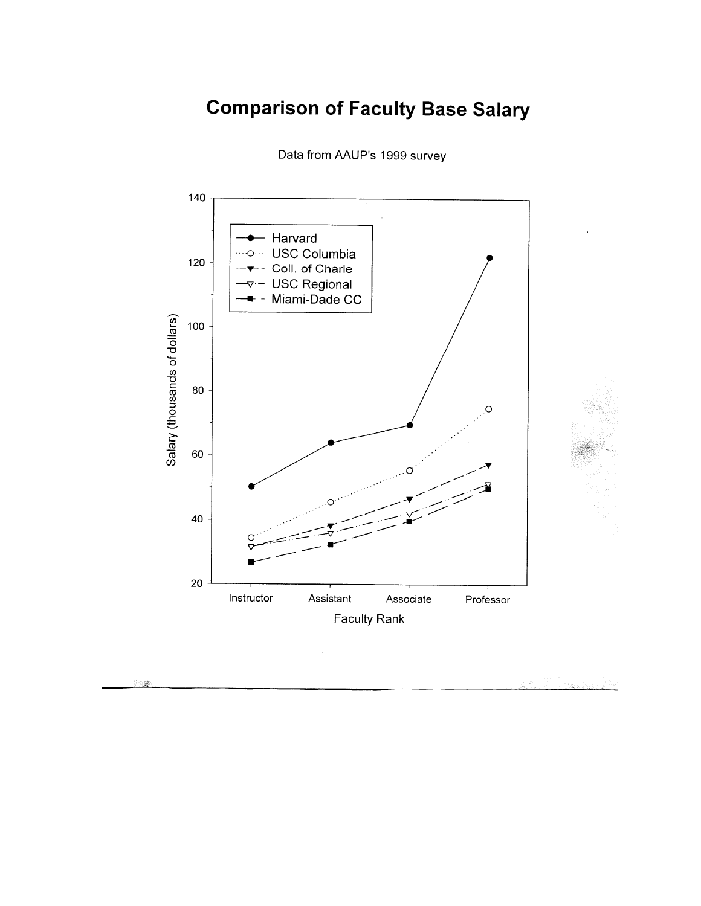# Comparison of Faculty Base Salary

Data from AAUP's 1999 survey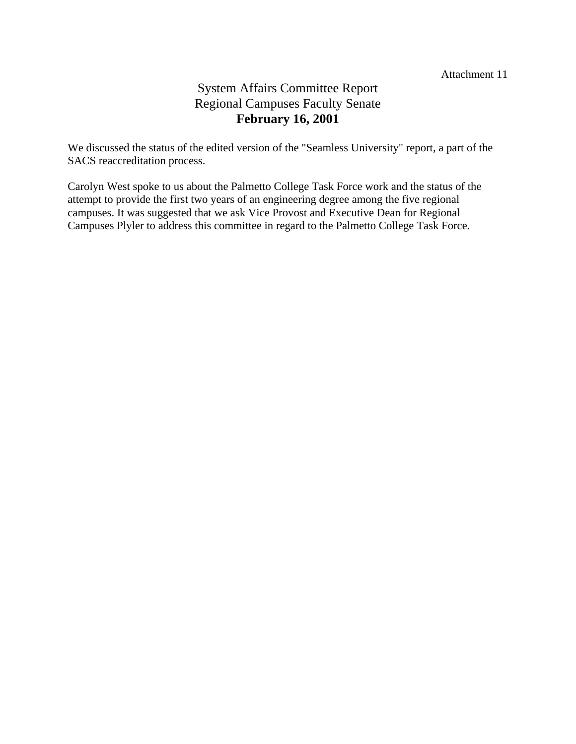Attachment 11

# System Affairs Committee Report
## Regional Campuses Faculty Senate
## **February 16, 2001**

We discussed the status of the edited version of the "Seamless University" report, a part of the SACS reaccreditation process.

Carolyn West spoke to us about the Palmetto College Task Force work and the status of the attempt to provide the first two years of an engineering degree among the five regional campuses. It was suggested that we ask Vice Provost and Executive Dean for Regional Campuses Plyler to address this committee in regard to the Palmetto College Task Force.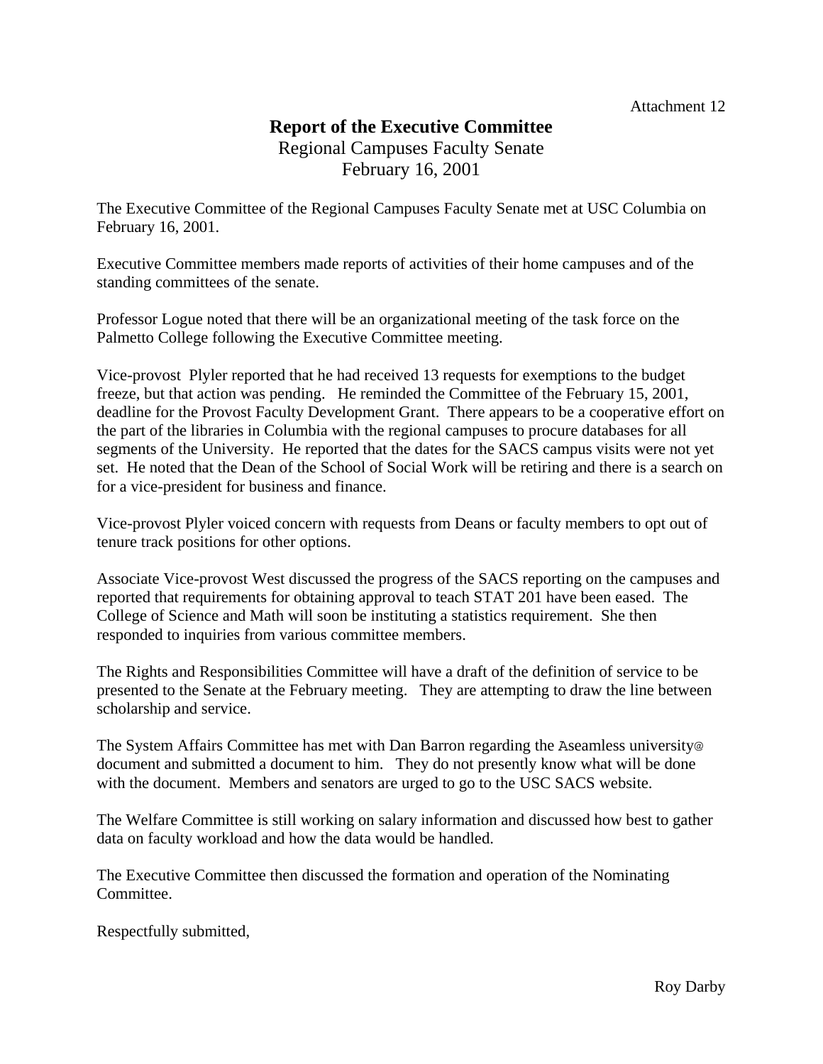Attachment 12

# Report of the Executive Committee

Regional Campuses Faculty Senate
February 16, 2001

The Executive Committee of the Regional Campuses Faculty Senate met at USC Columbia on February 16, 2001.

Executive Committee members made reports of activities of their home campuses and of the standing committees of the senate.

Professor Logue noted that there will be an organizational meeting of the task force on the Palmetto College following the Executive Committee meeting.

Vice-provost Plyler reported that he had received 13 requests for exemptions to the budget freeze, but that action was pending. He reminded the Committee of the February 15, 2001, deadline for the Provost Faculty Development Grant. There appears to be a cooperative effort on the part of the libraries in Columbia with the regional campuses to procure databases for all segments of the University. He reported that the dates for the SACS campus visits were not yet set. He noted that the Dean of the School of Social Work will be retiring and there is a search on for a vice-president for business and finance.

Vice-provost Plyler voiced concern with requests from Deans or faculty members to opt out of tenure track positions for other options.

Associate Vice-provost West discussed the progress of the SACS reporting on the campuses and reported that requirements for obtaining approval to teach STAT 201 have been eased. The College of Science and Math will soon be instituting a statistics requirement. She then responded to inquiries from various committee members.

The Rights and Responsibilities Committee will have a draft of the definition of service to be presented to the Senate at the February meeting. They are attempting to draw the line between scholarship and service.

The System Affairs Committee has met with Dan Barron regarding the Aseamless university@ document and submitted a document to him. They do not presently know what will be done with the document. Members and senators are urged to go to the USC SACS website.

The Welfare Committee is still working on salary information and discussed how best to gather data on faculty workload and how the data would be handled.

The Executive Committee then discussed the formation and operation of the Nominating Committee.

Respectfully submitted,

Roy Darby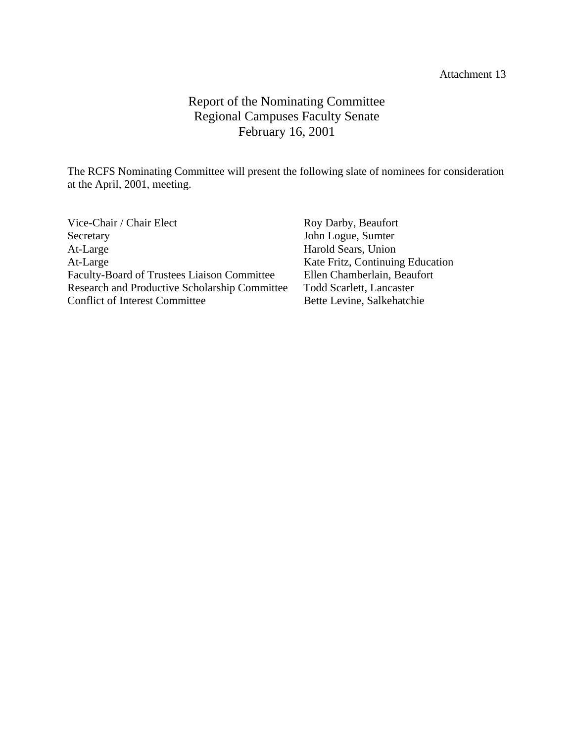Attachment 13

# Report of the Nominating Committee
## Regional Campuses Faculty Senate
## February 16, 2001

The RCFS Nominating Committee will present the following slate of nominees for consideration at the April, 2001, meeting.

| | |
|---|---|
| Vice-Chair / Chair Elect | Roy Darby, Beaufort |
| Secretary | John Logue, Sumter |
| At-Large | Harold Sears, Union |
| At-Large | Kate Fritz, Continuing Education |
| Faculty-Board of Trustees Liaison Committee | Ellen Chamberlain, Beaufort |
| Research and Productive Scholarship Committee | Todd Scarlett, Lancaster |
| Conflict of Interest Committee | Bette Levine, Salkehatchie |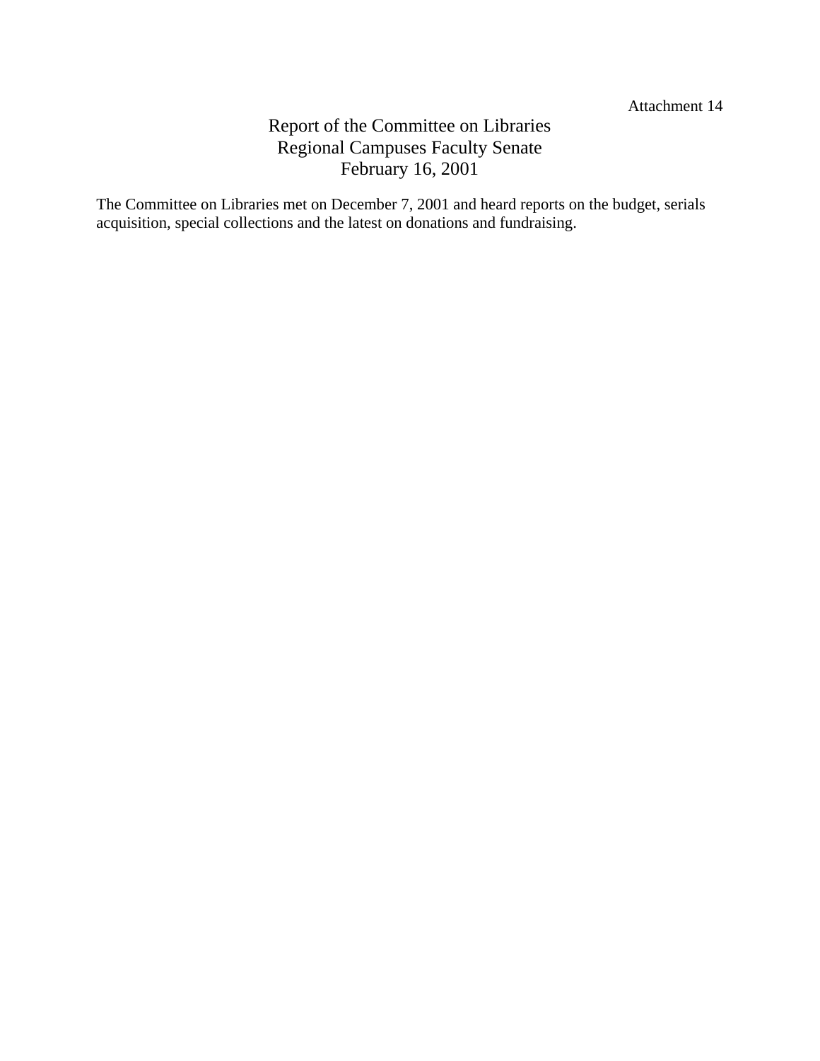Attachment 14

# Report of the Committee on Libraries
## Regional Campuses Faculty Senate
## February 16, 2001

The Committee on Libraries met on December 7, 2001 and heard reports on the budget, serials acquisition, special collections and the latest on donations and fundraising.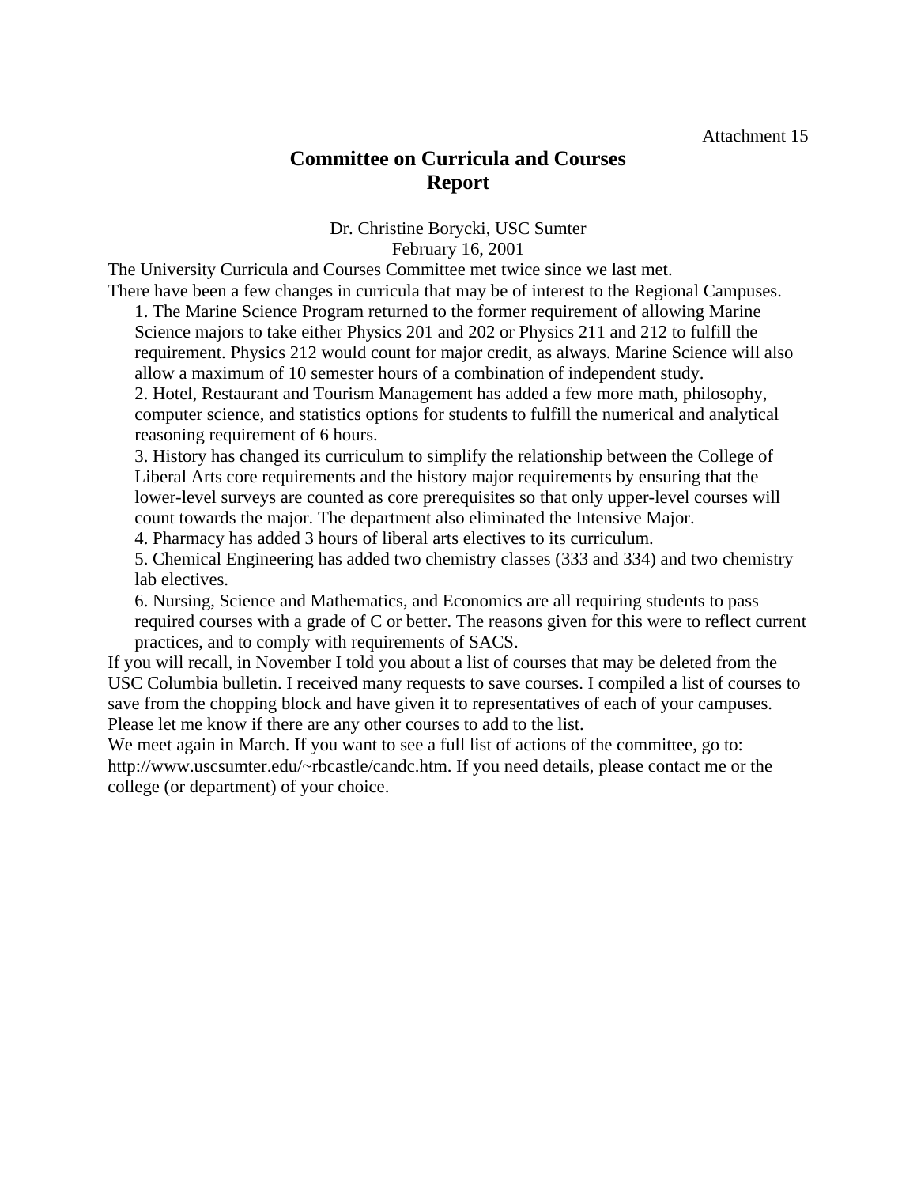Attachment 15

# Committee on Curricula and Courses Report

Dr. Christine Borycki, USC Sumter
February 16, 2001

The University Curricula and Courses Committee met twice since we last met.
There have been a few changes in curricula that may be of interest to the Regional Campuses.

1. The Marine Science Program returned to the former requirement of allowing Marine Science majors to take either Physics 201 and 202 or Physics 211 and 212 to fulfill the requirement. Physics 212 would count for major credit, as always. Marine Science will also allow a maximum of 10 semester hours of a combination of independent study.
2. Hotel, Restaurant and Tourism Management has added a few more math, philosophy, computer science, and statistics options for students to fulfill the numerical and analytical reasoning requirement of 6 hours.
3. History has changed its curriculum to simplify the relationship between the College of Liberal Arts core requirements and the history major requirements by ensuring that the lower-level surveys are counted as core prerequisites so that only upper-level courses will count towards the major. The department also eliminated the Intensive Major.
4. Pharmacy has added 3 hours of liberal arts electives to its curriculum.
5. Chemical Engineering has added two chemistry classes (333 and 334) and two chemistry lab electives.
6. Nursing, Science and Mathematics, and Economics are all requiring students to pass required courses with a grade of C or better. The reasons given for this were to reflect current practices, and to comply with requirements of SACS.

If you will recall, in November I told you about a list of courses that may be deleted from the USC Columbia bulletin. I received many requests to save courses. I compiled a list of courses to save from the chopping block and have given it to representatives of each of your campuses. Please let me know if there are any other courses to add to the list.

We meet again in March. If you want to see a full list of actions of the committee, go to: http://www.uscsumter.edu/~rbcastle/candc.htm. If you need details, please contact me or the college (or department) of your choice.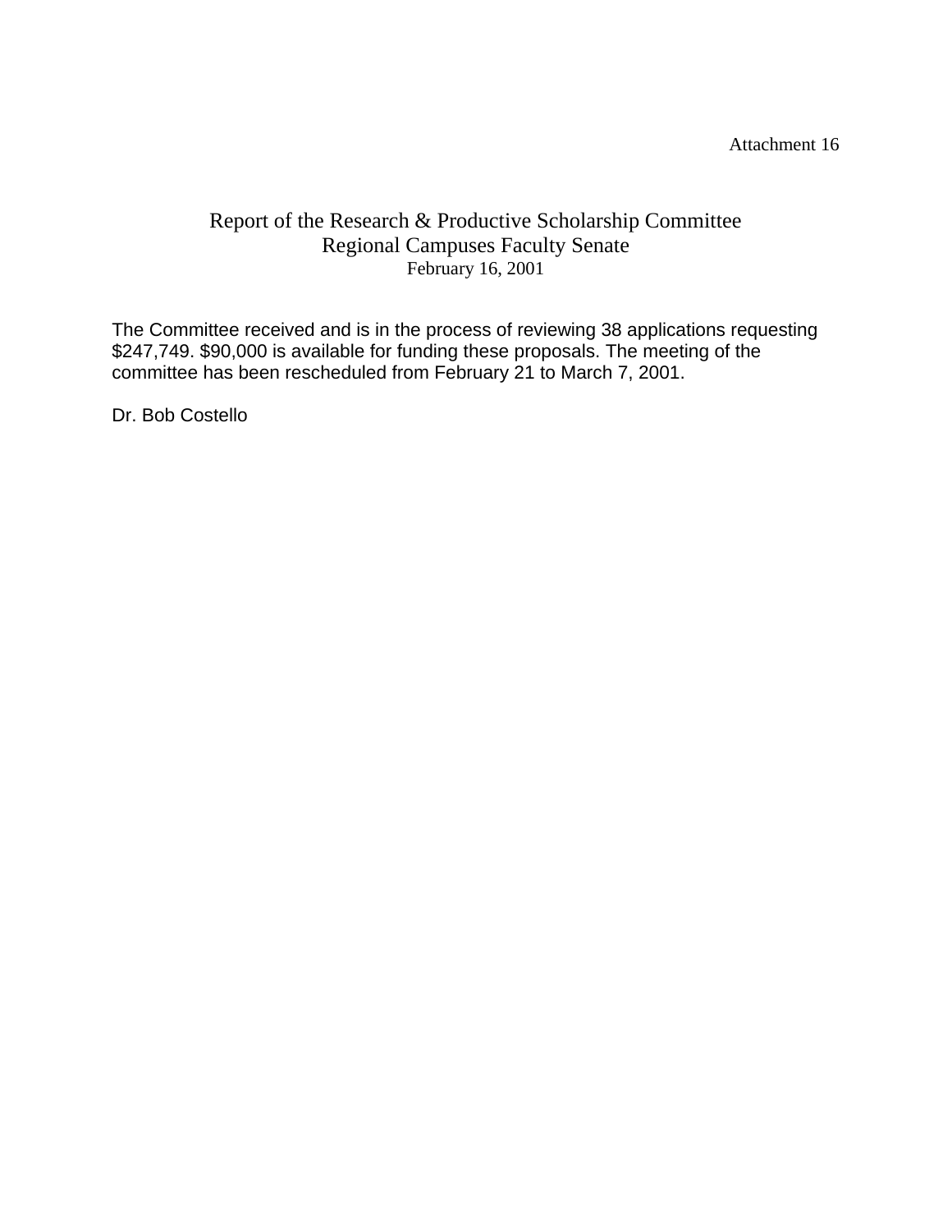Attachment 16

# Report of the Research & Productive Scholarship Committee
## Regional Campuses Faculty Senate
February 16, 2001

The Committee received and is in the process of reviewing 38 applications requesting $247,749. $90,000 is available for funding these proposals. The meeting of the committee has been rescheduled from February 21 to March 7, 2001.

Dr. Bob Costello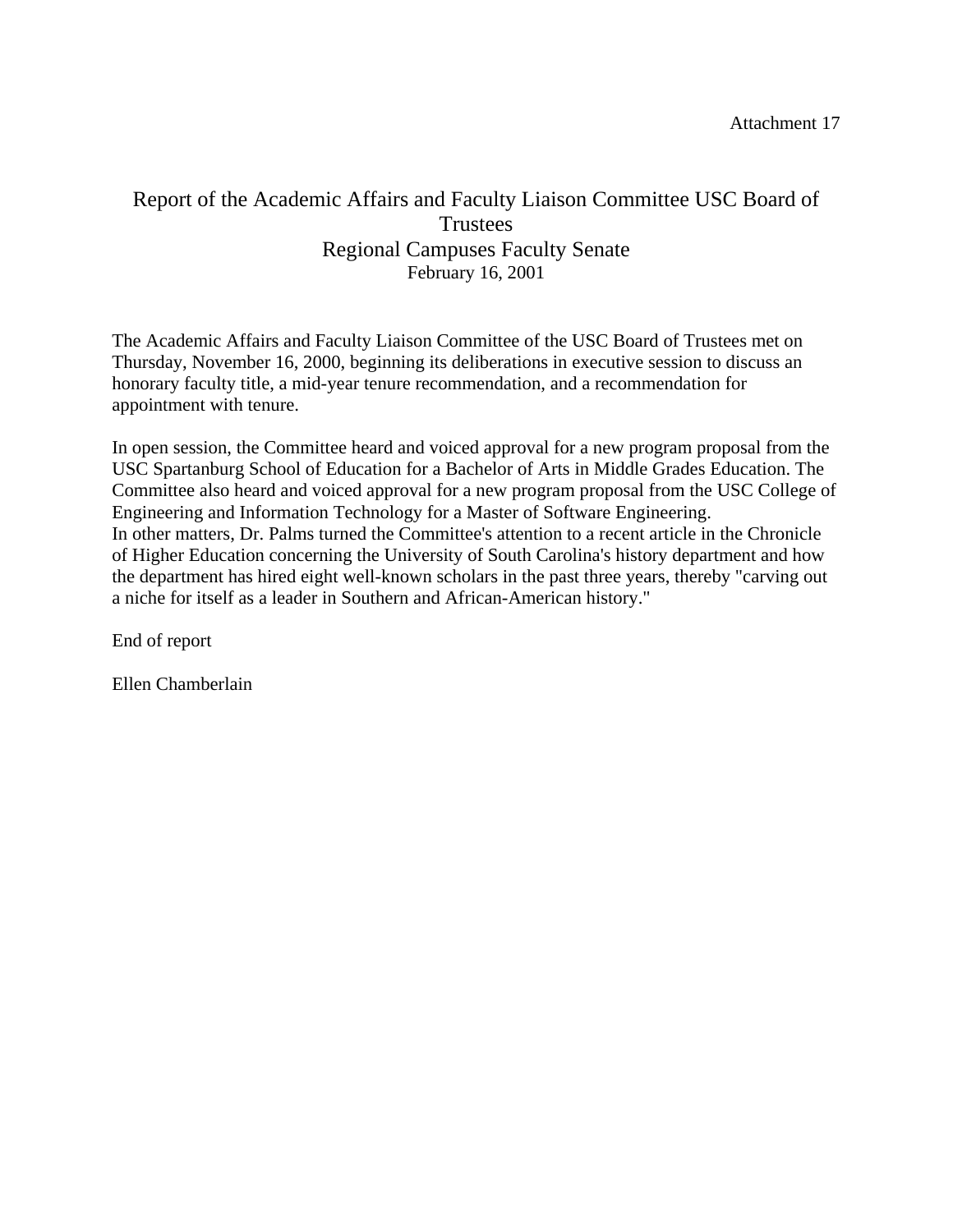Attachment 17

# Report of the Academic Affairs and Faculty Liaison Committee USC Board of Trustees
## Regional Campuses Faculty Senate
February 16, 2001

The Academic Affairs and Faculty Liaison Committee of the USC Board of Trustees met on Thursday, November 16, 2000, beginning its deliberations in executive session to discuss an honorary faculty title, a mid-year tenure recommendation, and a recommendation for appointment with tenure.

In open session, the Committee heard and voiced approval for a new program proposal from the USC Spartanburg School of Education for a Bachelor of Arts in Middle Grades Education. The Committee also heard and voiced approval for a new program proposal from the USC College of Engineering and Information Technology for a Master of Software Engineering.
In other matters, Dr. Palms turned the Committee's attention to a recent article in the Chronicle of Higher Education concerning the University of South Carolina's history department and how the department has hired eight well-known scholars in the past three years, thereby "carving out a niche for itself as a leader in Southern and African-American history."

End of report

Ellen Chamberlain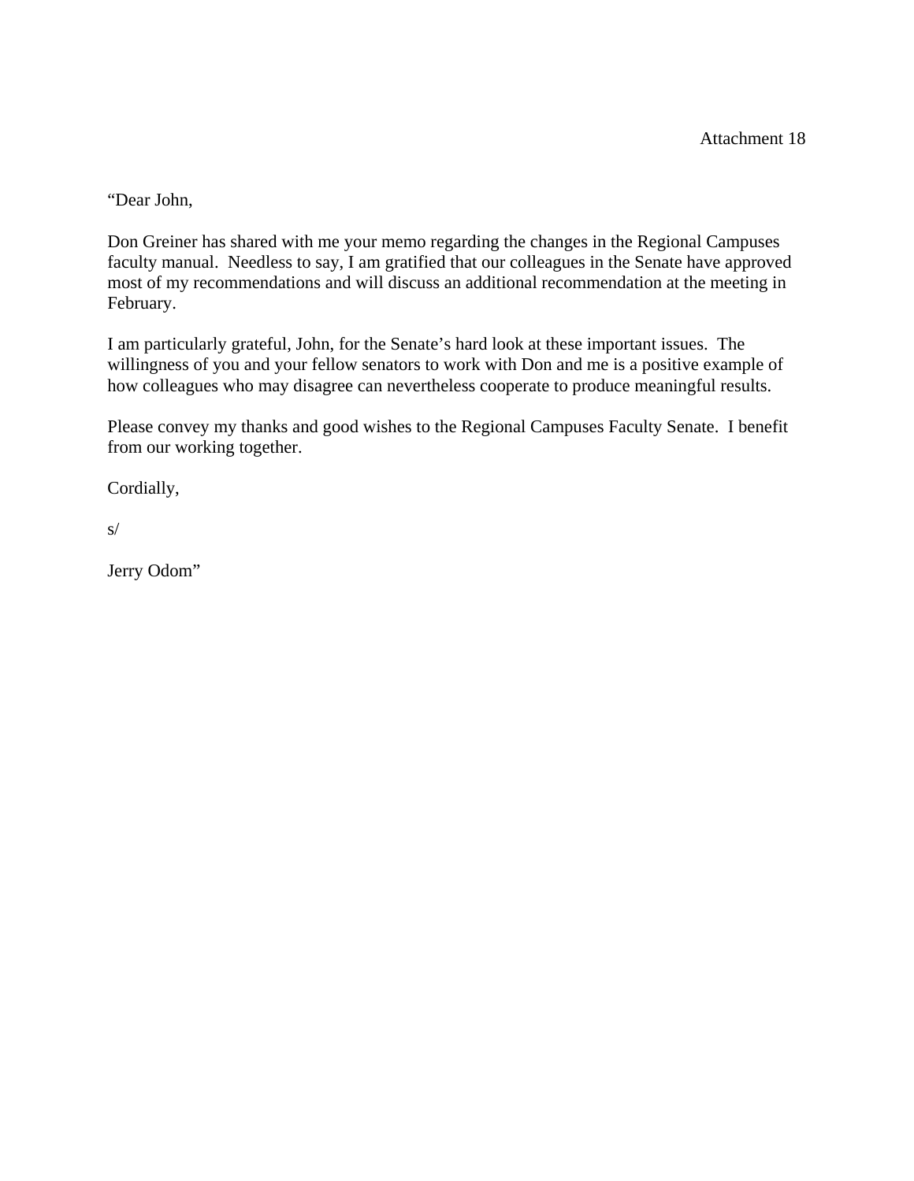Attachment 18

"Dear John,

Don Greiner has shared with me your memo regarding the changes in the Regional Campuses faculty manual. Needless to say, I am gratified that our colleagues in the Senate have approved most of my recommendations and will discuss an additional recommendation at the meeting in February.

I am particularly grateful, John, for the Senate's hard look at these important issues. The willingness of you and your fellow senators to work with Don and me is a positive example of how colleagues who may disagree can nevertheless cooperate to produce meaningful results.

Please convey my thanks and good wishes to the Regional Campuses Faculty Senate. I benefit from our working together.

Cordially,

s/

Jerry Odom"